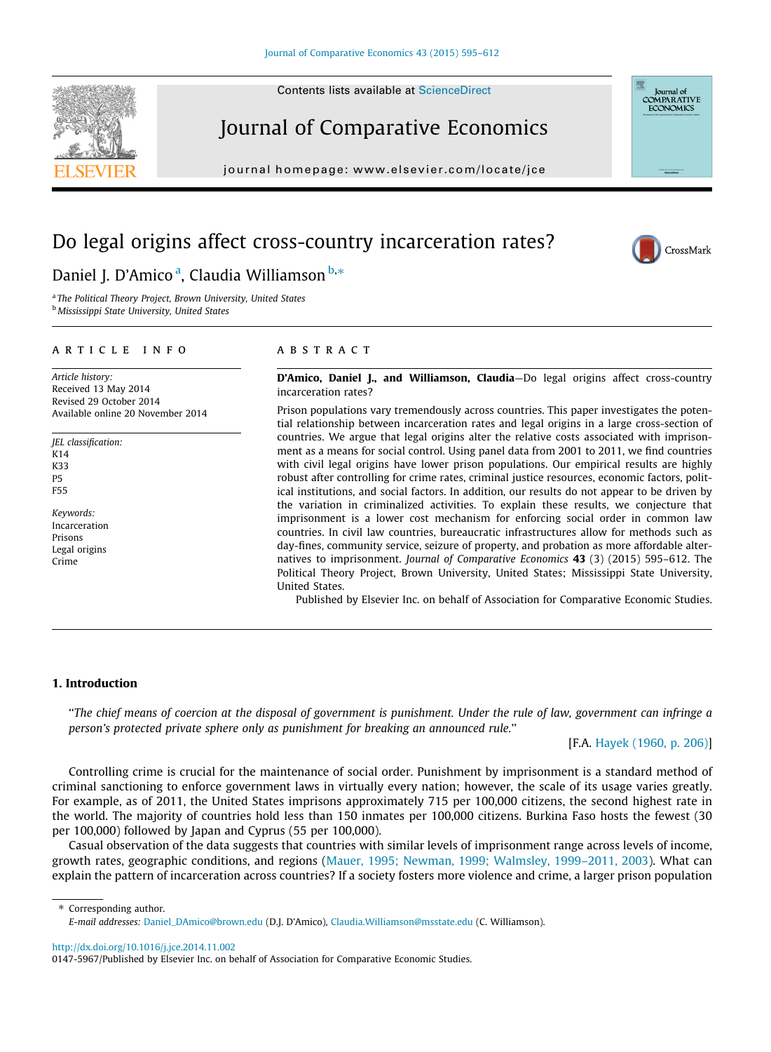Contents lists available at ScienceDirect

# Journal of Comparative Economics

journal homepage: www.elsevier.com/locate/jce

# Do legal origins affect cross-country incarceration rates?

Daniel J. D'Amico [a], Claudia Williamson [b,*]

[a] The Political Theory Project, Brown University, United States
[b] Mississippi State University, United States

**ARTICLE INFO**

*Article history:*
Received 13 May 2014
Revised 29 October 2014
Available online 20 November 2014

*JEL classification:*
K14
K33
P5
F55

*Keywords:*
Incarceration
Prisons
Legal origins
Crime

**ABSTRACT**

**D'Amico, Daniel J., and Williamson, Claudia**—Do legal origins affect cross-country incarceration rates?

Prison populations vary tremendously across countries. This paper investigates the potential relationship between incarceration rates and legal origins in a large cross-section of countries. We argue that legal origins alter the relative costs associated with imprisonment as a means for social control. Using panel data from 2001 to 2011, we find countries with civil legal origins have lower prison populations. Our empirical results are highly robust after controlling for crime rates, criminal justice resources, economic factors, political institutions, and social factors. In addition, our results do not appear to be driven by the variation in criminalized activities. To explain these results, we conjecture that imprisonment is a lower cost mechanism for enforcing social order in common law countries. In civil law countries, bureaucratic infrastructures allow for methods such as day-fines, community service, seizure of property, and probation as more affordable alternatives to imprisonment. *Journal of Comparative Economics* **43** (3) (2015) 595–612. The Political Theory Project, Brown University, United States; Mississippi State University, United States.

Published by Elsevier Inc. on behalf of Association for Comparative Economic Studies.

## 1. Introduction

> "*The chief means of coercion at the disposal of government is punishment. Under the rule of law, government can infringe a person's protected private sphere only as punishment for breaking an announced rule.*"
>
> [F.A. Hayek (1960, p. 206)]

Controlling crime is crucial for the maintenance of social order. Punishment by imprisonment is a standard method of criminal sanctioning to enforce government laws in virtually every nation; however, the scale of its usage varies greatly. For example, as of 2011, the United States imprisons approximately 715 per 100,000 citizens, the second highest rate in the world. The majority of countries hold less than 150 inmates per 100,000 citizens. Burkina Faso hosts the fewest (30 per 100,000) followed by Japan and Cyprus (55 per 100,000).

Casual observation of the data suggests that countries with similar levels of imprisonment range across levels of income, growth rates, geographic conditions, and regions (Mauer, 1995; Newman, 1999; Walmsley, 1999–2011, 2003). What can explain the pattern of incarceration across countries? If a society fosters more violence and crime, a larger prison population

* Corresponding author.
*E-mail addresses:* Daniel_DAmico@brown.edu (D.J. D'Amico), Claudia.Williamson@msstate.edu (C. Williamson).

http://dx.doi.org/10.1016/j.jce.2014.11.002
0147-5967/Published by Elsevier Inc. on behalf of Association for Comparative Economic Studies.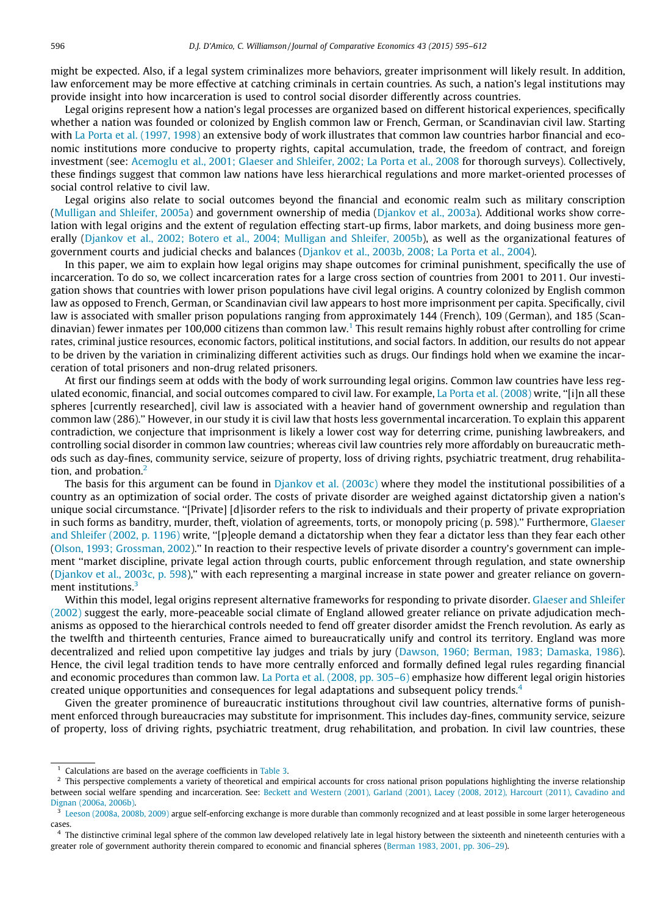might be expected. Also, if a legal system criminalizes more behaviors, greater imprisonment will likely result. In addition, law enforcement may be more effective at catching criminals in certain countries. As such, a nation's legal institutions may provide insight into how incarceration is used to control social disorder differently across countries.

Legal origins represent how a nation's legal processes are organized based on different historical experiences, specifically whether a nation was founded or colonized by English common law or French, German, or Scandinavian civil law. Starting with La Porta et al. (1997, 1998) an extensive body of work illustrates that common law countries harbor financial and economic institutions more conducive to property rights, capital accumulation, trade, the freedom of contract, and foreign investment (see: Acemoglu et al., 2001; Glaeser and Shleifer, 2002; La Porta et al., 2008 for thorough surveys). Collectively, these findings suggest that common law nations have less hierarchical regulations and more market-oriented processes of social control relative to civil law.

Legal origins also relate to social outcomes beyond the financial and economic realm such as military conscription (Mulligan and Shleifer, 2005a) and government ownership of media (Djankov et al., 2003a). Additional works show correlation with legal origins and the extent of regulation effecting start-up firms, labor markets, and doing business more generally (Djankov et al., 2002; Botero et al., 2004; Mulligan and Shleifer, 2005b), as well as the organizational features of government courts and judicial checks and balances (Djankov et al., 2003b, 2008; La Porta et al., 2004).

In this paper, we aim to explain how legal origins may shape outcomes for criminal punishment, specifically the use of incarceration. To do so, we collect incarceration rates for a large cross section of countries from 2001 to 2011. Our investigation shows that countries with lower prison populations have civil legal origins. A country colonized by English common law as opposed to French, German, or Scandinavian civil law appears to host more imprisonment per capita. Specifically, civil law is associated with smaller prison populations ranging from approximately 144 (French), 109 (German), and 185 (Scandinavian) fewer inmates per 100,000 citizens than common law.[1] This result remains highly robust after controlling for crime rates, criminal justice resources, economic factors, political institutions, and social factors. In addition, our results do not appear to be driven by the variation in criminalizing different activities such as drugs. Our findings hold when we examine the incarceration of total prisoners and non-drug related prisoners.

At first our findings seem at odds with the body of work surrounding legal origins. Common law countries have less regulated economic, financial, and social outcomes compared to civil law. For example, La Porta et al. (2008) write, "[i]n all these spheres [currently researched], civil law is associated with a heavier hand of government ownership and regulation than common law (286)." However, in our study it is civil law that hosts less governmental incarceration. To explain this apparent contradiction, we conjecture that imprisonment is likely a lower cost way for deterring crime, punishing lawbreakers, and controlling social disorder in common law countries; whereas civil law countries rely more affordably on bureaucratic methods such as day-fines, community service, seizure of property, loss of driving rights, psychiatric treatment, drug rehabilitation, and probation.[2]

The basis for this argument can be found in Djankov et al. (2003c) where they model the institutional possibilities of a country as an optimization of social order. The costs of private disorder are weighed against dictatorship given a nation's unique social circumstance. "[Private] [d]isorder refers to the risk to individuals and their property of private expropriation in such forms as banditry, murder, theft, violation of agreements, torts, or monopoly pricing (p. 598)." Furthermore, Glaeser and Shleifer (2002, p. 1196) write, "[p]eople demand a dictatorship when they fear a dictator less than they fear each other (Olson, 1993; Grossman, 2002)." In reaction to their respective levels of private disorder a country's government can implement "market discipline, private legal action through courts, public enforcement through regulation, and state ownership (Djankov et al., 2003c, p. 598)," with each representing a marginal increase in state power and greater reliance on government institutions.[3]

Within this model, legal origins represent alternative frameworks for responding to private disorder. Glaeser and Shleifer (2002) suggest the early, more-peaceable social climate of England allowed greater reliance on private adjudication mechanisms as opposed to the hierarchical controls needed to fend off greater disorder amidst the French revolution. As early as the twelfth and thirteenth centuries, France aimed to bureaucratically unify and control its territory. England was more decentralized and relied upon competitive lay judges and trials by jury (Dawson, 1960; Berman, 1983; Damaska, 1986). Hence, the civil legal tradition tends to have more centrally enforced and formally defined legal rules regarding financial and economic procedures than common law. La Porta et al. (2008, pp. 305–6) emphasize how different legal origin histories created unique opportunities and consequences for legal adaptations and subsequent policy trends.[4]

Given the greater prominence of bureaucratic institutions throughout civil law countries, alternative forms of punishment enforced through bureaucracies may substitute for imprisonment. This includes day-fines, community service, seizure of property, loss of driving rights, psychiatric treatment, drug rehabilitation, and probation. In civil law countries, these

---

[1] Calculations are based on the average coefficients in Table 3.

[2] This perspective complements a variety of theoretical and empirical accounts for cross national prison populations highlighting the inverse relationship between social welfare spending and incarceration. See: Beckett and Western (2001), Garland (2001), Lacey (2008, 2012), Harcourt (2011), Cavadino and Dignan (2006a, 2006b).

[3] Leeson (2008a, 2008b, 2009) argue self-enforcing exchange is more durable than commonly recognized and at least possible in some larger heterogeneous cases.

[4] The distinctive criminal legal sphere of the common law developed relatively late in legal history between the sixteenth and nineteenth centuries with a greater role of government authority therein compared to economic and financial spheres (Berman 1983, 2001, pp. 306–29).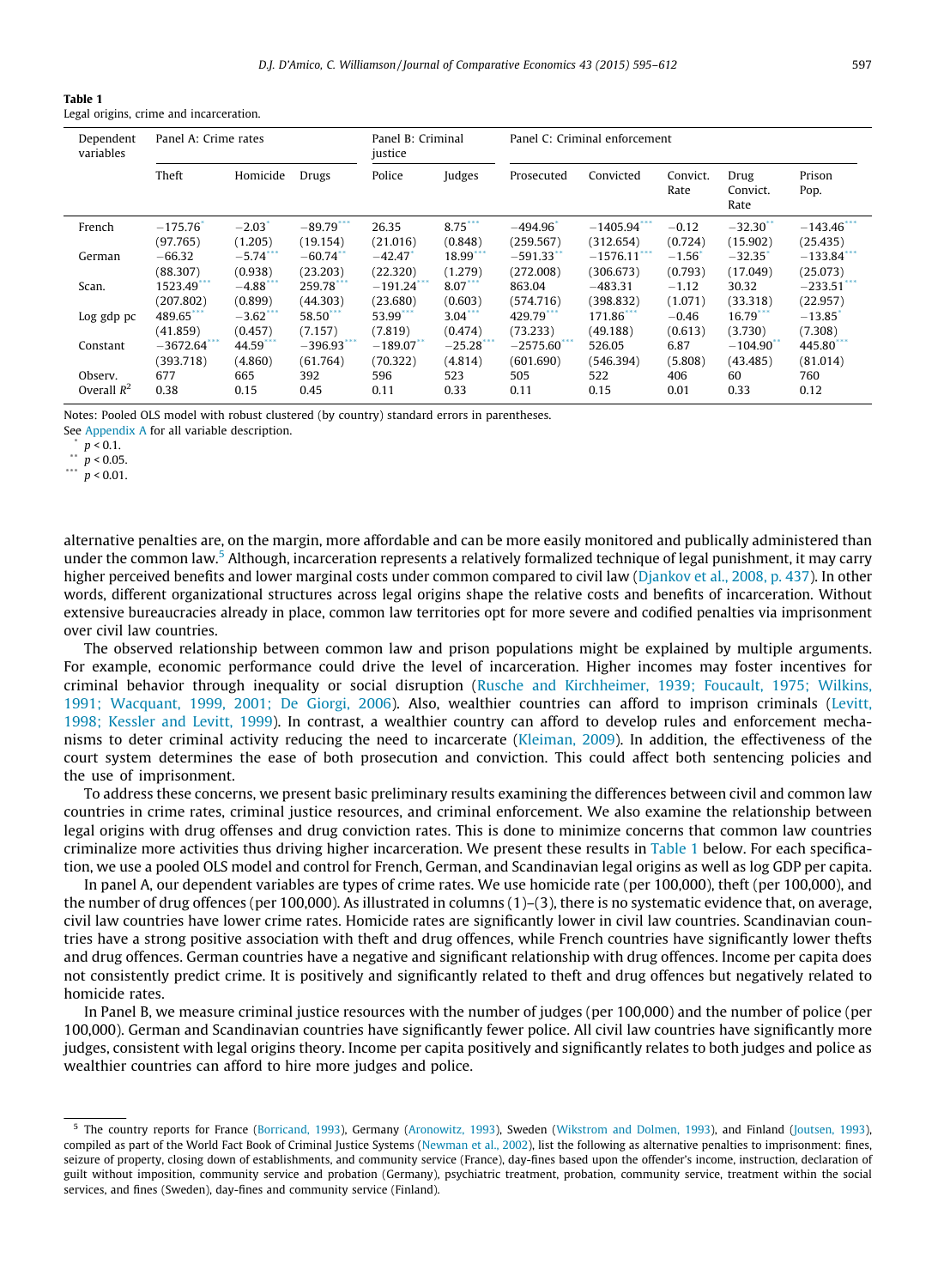**Table 1**
Legal origins, crime and incarceration.

| Dependent variables | Panel A: Crime rates | | | Panel B: Criminal justice | | Panel C: Criminal enforcement | | | | |
|---|---|---|---|---|---|---|---|---|---|---|
| | Theft | Homicide | Drugs | Police | Judges | Prosecuted | Convicted | Convict. Rate | Drug Convict. Rate | Prison Pop. |
| French | −175.76* | −2.03* | −89.79*** | 26.35 | 8.75*** | −494.96* | −1405.94*** | −0.12 | −32.30** | −143.46*** |
| | (97.765) | (1.205) | (19.154) | (21.016) | (0.848) | (259.567) | (312.654) | (0.724) | (15.902) | (25.435) |
| German | −66.32 | −5.74*** | −60.74** | −42.47* | 18.99*** | −591.33** | −1576.11*** | −1.56* | −32.35* | −133.84*** |
| | (88.307) | (0.938) | (23.203) | (22.320) | (1.279) | (272.008) | (306.673) | (0.793) | (17.049) | (25.073) |
| Scan. | 1523.49*** | −4.88*** | 259.78*** | −191.24*** | 8.07*** | 863.04 | −483.31 | −1.12 | 30.32 | −233.51*** |
| | (207.802) | (0.899) | (44.303) | (23.680) | (0.603) | (574.716) | (398.832) | (1.071) | (33.318) | (22.957) |
| Log gdp pc | 489.65*** | −3.62*** | 58.50*** | 53.99*** | 3.04*** | 429.79*** | 171.86*** | −0.46 | 16.79*** | −13.85* |
| | (41.859) | (0.457) | (7.157) | (7.819) | (0.474) | (73.233) | (49.188) | (0.613) | (3.730) | (7.308) |
| Constant | −3672.64*** | 44.59*** | −396.93*** | −189.07** | −25.28*** | −2575.60*** | 526.05 | 6.87 | −104.90** | 445.80*** |
| | (393.718) | (4.860) | (61.764) | (70.322) | (4.814) | (601.690) | (546.394) | (5.808) | (43.485) | (81.014) |
| Observ. | 677 | 665 | 392 | 596 | 523 | 505 | 522 | 406 | 60 | 760 |
| Overall $R^2$ | 0.38 | 0.15 | 0.45 | 0.11 | 0.33 | 0.11 | 0.15 | 0.01 | 0.33 | 0.12 |

Notes: Pooled OLS model with robust clustered (by country) standard errors in parentheses.
See Appendix A for all variable description.
\* $p < 0.1$.
\*\* $p < 0.05$.
\*\*\* $p < 0.01$.

alternative penalties are, on the margin, more affordable and can be more easily monitored and publically administered than under the common law.[5] Although, incarceration represents a relatively formalized technique of legal punishment, it may carry higher perceived benefits and lower marginal costs under common compared to civil law (Djankov et al., 2008, p. 437). In other words, different organizational structures across legal origins shape the relative costs and benefits of incarceration. Without extensive bureaucracies already in place, common law territories opt for more severe and codified penalties via imprisonment over civil law countries.

The observed relationship between common law and prison populations might be explained by multiple arguments. For example, economic performance could drive the level of incarceration. Higher incomes may foster incentives for criminal behavior through inequality or social disruption (Rusche and Kirchheimer, 1939; Foucault, 1975; Wilkins, 1991; Wacquant, 1999, 2001; De Giorgi, 2006). Also, wealthier countries can afford to imprison criminals (Levitt, 1998; Kessler and Levitt, 1999). In contrast, a wealthier country can afford to develop rules and enforcement mechanisms to deter criminal activity reducing the need to incarcerate (Kleiman, 2009). In addition, the effectiveness of the court system determines the ease of both prosecution and conviction. This could affect both sentencing policies and the use of imprisonment.

To address these concerns, we present basic preliminary results examining the differences between civil and common law countries in crime rates, criminal justice resources, and criminal enforcement. We also examine the relationship between legal origins with drug offenses and drug conviction rates. This is done to minimize concerns that common law countries criminalize more activities thus driving higher incarceration. We present these results in Table 1 below. For each specification, we use a pooled OLS model and control for French, German, and Scandinavian legal origins as well as log GDP per capita.

In panel A, our dependent variables are types of crime rates. We use homicide rate (per 100,000), theft (per 100,000), and the number of drug offences (per 100,000). As illustrated in columns (1)–(3), there is no systematic evidence that, on average, civil law countries have lower crime rates. Homicide rates are significantly lower in civil law countries. Scandinavian countries have a strong positive association with theft and drug offences, while French countries have significantly lower thefts and drug offences. German countries have a negative and significant relationship with drug offences. Income per capita does not consistently predict crime. It is positively and significantly related to theft and drug offences but negatively related to homicide rates.

In Panel B, we measure criminal justice resources with the number of judges (per 100,000) and the number of police (per 100,000). German and Scandinavian countries have significantly fewer police. All civil law countries have significantly more judges, consistent with legal origins theory. Income per capita positively and significantly relates to both judges and police as wealthier countries can afford to hire more judges and police.

---

[5] The country reports for France (Borricand, 1993), Germany (Aronowitz, 1993), Sweden (Wikstrom and Dolmen, 1993), and Finland (Joutsen, 1993), compiled as part of the World Fact Book of Criminal Justice Systems (Newman et al., 2002), list the following as alternative penalties to imprisonment: fines, seizure of property, closing down of establishments, and community service (France), day-fines based upon the offender's income, instruction, declaration of guilt without imposition, community service and probation (Germany), psychiatric treatment, probation, community service, treatment within the social services, and fines (Sweden), day-fines and community service (Finland).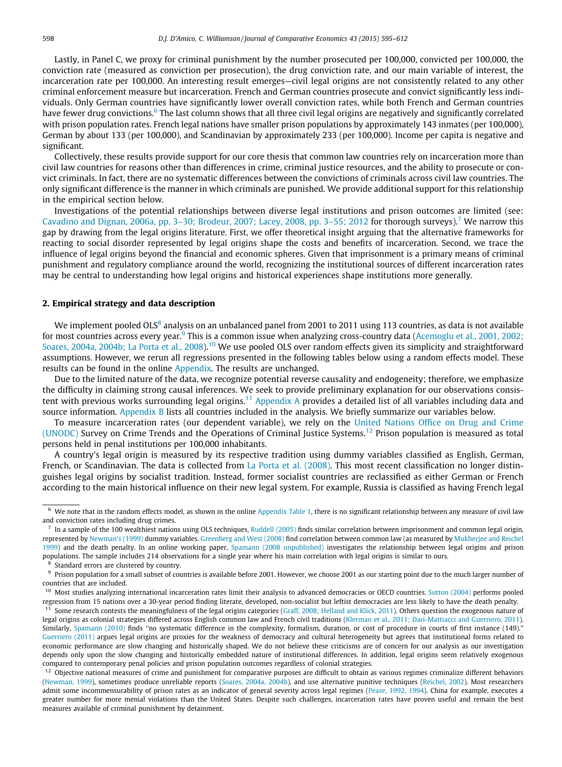Lastly, in Panel C, we proxy for criminal punishment by the number prosecuted per 100,000, convicted per 100,000, the conviction rate (measured as conviction per prosecution), the drug conviction rate, and our main variable of interest, the incarceration rate per 100,000. An interesting result emerges—civil legal origins are not consistently related to any other criminal enforcement measure but incarceration. French and German countries prosecute and convict significantly less individuals. Only German countries have significantly lower overall conviction rates, while both French and German countries have fewer drug convictions.[6] The last column shows that all three civil legal origins are negatively and significantly correlated with prison population rates. French legal nations have smaller prison populations by approximately 143 inmates (per 100,000), German by about 133 (per 100,000), and Scandinavian by approximately 233 (per 100,000). Income per capita is negative and significant.

Collectively, these results provide support for our core thesis that common law countries rely on incarceration more than civil law countries for reasons other than differences in crime, criminal justice resources, and the ability to prosecute or convict criminals. In fact, there are no systematic differences between the convictions of criminals across civil law countries. The only significant difference is the manner in which criminals are punished. We provide additional support for this relationship in the empirical section below.

Investigations of the potential relationships between diverse legal institutions and prison outcomes are limited (see: Cavadino and Dignan, 2006a, pp. 3–30; Brodeur, 2007; Lacey, 2008, pp. 3–55; 2012 for thorough surveys).[7] We narrow this gap by drawing from the legal origins literature. First, we offer theoretical insight arguing that the alternative frameworks for reacting to social disorder represented by legal origins shape the costs and benefits of incarceration. Second, we trace the influence of legal origins beyond the financial and economic spheres. Given that imprisonment is a primary means of criminal punishment and regulatory compliance around the world, recognizing the institutional sources of different incarceration rates may be central to understanding how legal origins and historical experiences shape institutions more generally.

## 2. Empirical strategy and data description

We implement pooled OLS[8] analysis on an unbalanced panel from 2001 to 2011 using 113 countries, as data is not available for most countries across every year.[9] This is a common issue when analyzing cross-country data (Acemoglu et al., 2001, 2002; Soares, 2004a, 2004b; La Porta et al., 2008).[10] We use pooled OLS over random effects given its simplicity and straightforward assumptions. However, we rerun all regressions presented in the following tables below using a random effects model. These results can be found in the online Appendix. The results are unchanged.

Due to the limited nature of the data, we recognize potential reverse causality and endogeneity; therefore, we emphasize the difficulty in claiming strong causal inferences. We seek to provide preliminary explanation for our observations consistent with previous works surrounding legal origins.[11] Appendix A provides a detailed list of all variables including data and source information. Appendix B lists all countries included in the analysis. We briefly summarize our variables below.

To measure incarceration rates (our dependent variable), we rely on the United Nations Office on Drug and Crime (UNODC) Survey on Crime Trends and the Operations of Criminal Justice Systems.[12] Prison population is measured as total persons held in penal institutions per 100,000 inhabitants.

A country's legal origin is measured by its respective tradition using dummy variables classified as English, German, French, or Scandinavian. The data is collected from La Porta et al. (2008). This most recent classification no longer distinguishes legal origins by socialist tradition. Instead, former socialist countries are reclassified as either German or French according to the main historical influence on their new legal system. For example, Russia is classified as having French legal

---

[6] We note that in the random effects model, as shown in the online Appendix Table 1, there is no significant relationship between any measure of civil law and conviction rates including drug crimes.

[7] In a sample of the 100 wealthiest nations using OLS techniques, Ruddell (2005) finds similar correlation between imprisonment and common legal origin, represented by Newman's (1999) dummy variables. Greenberg and West (2008) find correlation between common law (as measured by Mukherjee and Reichel 1999) and the death penalty. In an online working paper, Spamann (2008 unpublished) investigates the relationship between legal origins and prison populations. The sample includes 214 observations for a single year where his main correlation with legal origins is similar to ours.

[8] Standard errors are clustered by country.

[9] Prison population for a small subset of countries is available before 2001. However, we choose 2001 as our starting point due to the much larger number of countries that are included.

[10] Most studies analyzing international incarceration rates limit their analysis to advanced democracies or OECD countries. Sutton (2004) performs pooled regression from 15 nations over a 30-year period finding literate, developed, non-socialist but leftist democracies are less likely to have the death penalty.

[11] Some research contests the meaningfulness of the legal origins categories (Graff, 2008; Helland and Klick, 2011). Others question the exogenous nature of legal origins as colonial strategies differed across English common law and French civil traditions (Klerman et al., 2011; Dari-Mattiacci and Guerriero, 2011). Similarly, Spamann (2010) finds "no systematic difference in the complexity, formalism, duration, or cost of procedure in courts of first instance (149)." Guerriero (2011) argues legal origins are proxies for the weakness of democracy and cultural heterogeneity but agrees that institutional forms related to economic performance are slow changing and historically shaped. We do not believe these criticisms are of concern for our analysis as our investigation depends only upon the slow changing and historically embedded nature of institutional differences. In addition, legal origins seem relatively exogenous compared to contemporary penal policies and prison population outcomes regardless of colonial strategies.

[12] Objective national measures of crime and punishment for comparative purposes are difficult to obtain as various regimes criminalize different behaviors (Newman, 1999), sometimes produce unreliable reports (Soares, 2004a, 2004b), and use alternative punitive techniques (Reichel, 2002). Most researchers admit some incommensurability of prison rates as an indicator of general severity across legal regimes (Pease, 1992, 1994). China for example, executes a greater number for more menial violations than the United States. Despite such challenges, incarceration rates have proven useful and remain the best measures available of criminal punishment by detainment.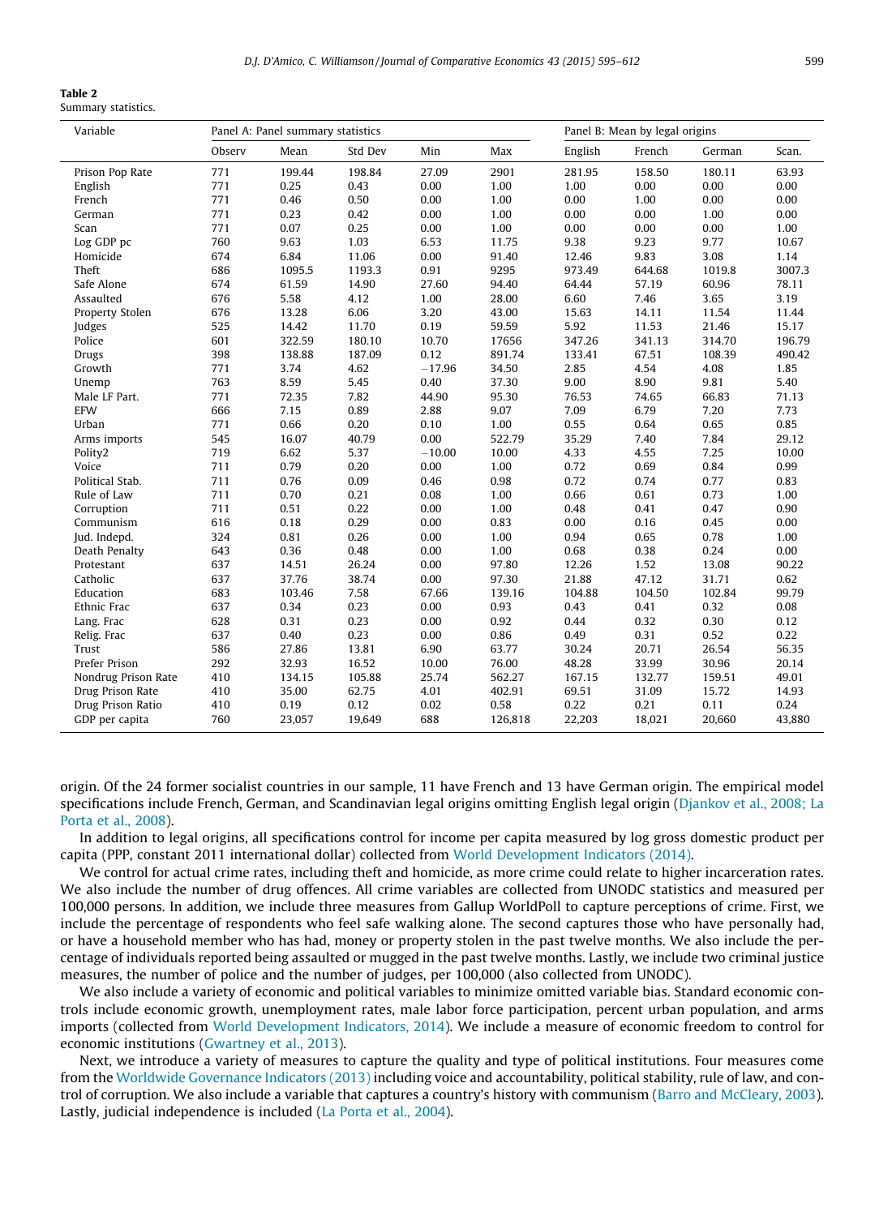**Table 2**
Summary statistics.

| Variable | Panel A: Panel summary statistics | | | | | Panel B: Mean by legal origins | | | |
|---|---|---|---|---|---|---|---|---|---|
| | Observ | Mean | Std Dev | Min | Max | English | French | German | Scan. |
| Prison Pop Rate | 771 | 199.44 | 198.84 | 27.09 | 2901 | 281.95 | 158.50 | 180.11 | 63.93 |
| English | 771 | 0.25 | 0.43 | 0.00 | 1.00 | 1.00 | 0.00 | 0.00 | 0.00 |
| French | 771 | 0.46 | 0.50 | 0.00 | 1.00 | 0.00 | 1.00 | 0.00 | 0.00 |
| German | 771 | 0.23 | 0.42 | 0.00 | 1.00 | 0.00 | 0.00 | 1.00 | 0.00 |
| Scan | 771 | 0.07 | 0.25 | 0.00 | 1.00 | 0.00 | 0.00 | 0.00 | 1.00 |
| Log GDP pc | 760 | 9.63 | 1.03 | 6.53 | 11.75 | 9.38 | 9.23 | 9.77 | 10.67 |
| Homicide | 674 | 6.84 | 11.06 | 0.00 | 91.40 | 12.46 | 9.83 | 3.08 | 1.14 |
| Theft | 686 | 1095.5 | 1193.3 | 0.91 | 9295 | 973.49 | 644.68 | 1019.8 | 3007.3 |
| Safe Alone | 674 | 61.59 | 14.90 | 27.60 | 94.40 | 64.44 | 57.19 | 60.96 | 78.11 |
| Assaulted | 676 | 5.58 | 4.12 | 1.00 | 28.00 | 6.60 | 7.46 | 3.65 | 3.19 |
| Property Stolen | 676 | 13.28 | 6.06 | 3.20 | 43.00 | 15.63 | 14.11 | 11.54 | 11.44 |
| Judges | 525 | 14.42 | 11.70 | 0.19 | 59.59 | 5.92 | 11.53 | 21.46 | 15.17 |
| Police | 601 | 322.59 | 180.10 | 10.70 | 17656 | 347.26 | 341.13 | 314.70 | 196.79 |
| Drugs | 398 | 138.88 | 187.09 | 0.12 | 891.74 | 133.41 | 67.51 | 108.39 | 490.42 |
| Growth | 771 | 3.74 | 4.62 | −17.96 | 34.50 | 2.85 | 4.54 | 4.08 | 1.85 |
| Unemp | 763 | 8.59 | 5.45 | 0.40 | 37.30 | 9.00 | 8.90 | 9.81 | 5.40 |
| Male LF Part. | 771 | 72.35 | 7.82 | 44.90 | 95.30 | 76.53 | 74.65 | 66.83 | 71.13 |
| EFW | 666 | 7.15 | 0.89 | 2.88 | 9.07 | 7.09 | 6.79 | 7.20 | 7.73 |
| Urban | 771 | 0.66 | 0.20 | 0.10 | 1.00 | 0.55 | 0.64 | 0.65 | 0.85 |
| Arms imports | 545 | 16.07 | 40.79 | 0.00 | 522.79 | 35.29 | 7.40 | 7.84 | 29.12 |
| Polity2 | 719 | 6.62 | 5.37 | −10.00 | 10.00 | 4.33 | 4.55 | 7.25 | 10.00 |
| Voice | 711 | 0.79 | 0.20 | 0.00 | 1.00 | 0.72 | 0.69 | 0.84 | 0.99 |
| Political Stab. | 711 | 0.76 | 0.09 | 0.46 | 0.98 | 0.72 | 0.74 | 0.77 | 0.83 |
| Rule of Law | 711 | 0.70 | 0.21 | 0.08 | 1.00 | 0.66 | 0.61 | 0.73 | 1.00 |
| Corruption | 711 | 0.51 | 0.22 | 0.00 | 1.00 | 0.48 | 0.41 | 0.47 | 0.90 |
| Communism | 616 | 0.18 | 0.29 | 0.00 | 0.83 | 0.00 | 0.16 | 0.45 | 0.00 |
| Jud. Indepd. | 324 | 0.81 | 0.26 | 0.00 | 1.00 | 0.94 | 0.65 | 0.78 | 1.00 |
| Death Penalty | 643 | 0.36 | 0.48 | 0.00 | 1.00 | 0.68 | 0.38 | 0.24 | 0.00 |
| Protestant | 637 | 14.51 | 26.24 | 0.00 | 97.80 | 12.26 | 1.52 | 13.08 | 90.22 |
| Catholic | 637 | 37.76 | 38.74 | 0.00 | 97.30 | 21.88 | 47.12 | 31.71 | 0.62 |
| Education | 683 | 103.46 | 7.58 | 67.66 | 139.16 | 104.88 | 104.50 | 102.84 | 99.79 |
| Ethnic Frac | 637 | 0.34 | 0.23 | 0.00 | 0.93 | 0.43 | 0.41 | 0.32 | 0.08 |
| Lang. Frac | 628 | 0.31 | 0.23 | 0.00 | 0.92 | 0.44 | 0.32 | 0.30 | 0.12 |
| Relig. Frac | 637 | 0.40 | 0.23 | 0.00 | 0.86 | 0.49 | 0.31 | 0.52 | 0.22 |
| Trust | 586 | 27.86 | 13.81 | 6.90 | 63.77 | 30.24 | 20.71 | 26.54 | 56.35 |
| Prefer Prison | 292 | 32.93 | 16.52 | 10.00 | 76.00 | 48.28 | 33.99 | 30.96 | 20.14 |
| Nondrug Prison Rate | 410 | 134.15 | 105.88 | 25.74 | 562.27 | 167.15 | 132.77 | 159.51 | 49.01 |
| Drug Prison Rate | 410 | 35.00 | 62.75 | 4.01 | 402.91 | 69.51 | 31.09 | 15.72 | 14.93 |
| Drug Prison Ratio | 410 | 0.19 | 0.12 | 0.02 | 0.58 | 0.22 | 0.21 | 0.11 | 0.24 |
| GDP per capita | 760 | 23,057 | 19,649 | 688 | 126,818 | 22,203 | 18,021 | 20,660 | 43,880 |

origin. Of the 24 former socialist countries in our sample, 11 have French and 13 have German origin. The empirical model specifications include French, German, and Scandinavian legal origins omitting English legal origin (Djankov et al., 2008; La Porta et al., 2008).

In addition to legal origins, all specifications control for income per capita measured by log gross domestic product per capita (PPP, constant 2011 international dollar) collected from World Development Indicators (2014).

We control for actual crime rates, including theft and homicide, as more crime could relate to higher incarceration rates. We also include the number of drug offences. All crime variables are collected from UNODC statistics and measured per 100,000 persons. In addition, we include three measures from Gallup WorldPoll to capture perceptions of crime. First, we include the percentage of respondents who feel safe walking alone. The second captures those who have personally had, or have a household member who has had, money or property stolen in the past twelve months. We also include the percentage of individuals reported being assaulted or mugged in the past twelve months. Lastly, we include two criminal justice measures, the number of police and the number of judges, per 100,000 (also collected from UNODC).

We also include a variety of economic and political variables to minimize omitted variable bias. Standard economic controls include economic growth, unemployment rates, male labor force participation, percent urban population, and arms imports (collected from World Development Indicators, 2014). We include a measure of economic freedom to control for economic institutions (Gwartney et al., 2013).

Next, we introduce a variety of measures to capture the quality and type of political institutions. Four measures come from the Worldwide Governance Indicators (2013) including voice and accountability, political stability, rule of law, and control of corruption. We also include a variable that captures a country's history with communism (Barro and McCleary, 2003). Lastly, judicial independence is included (La Porta et al., 2004).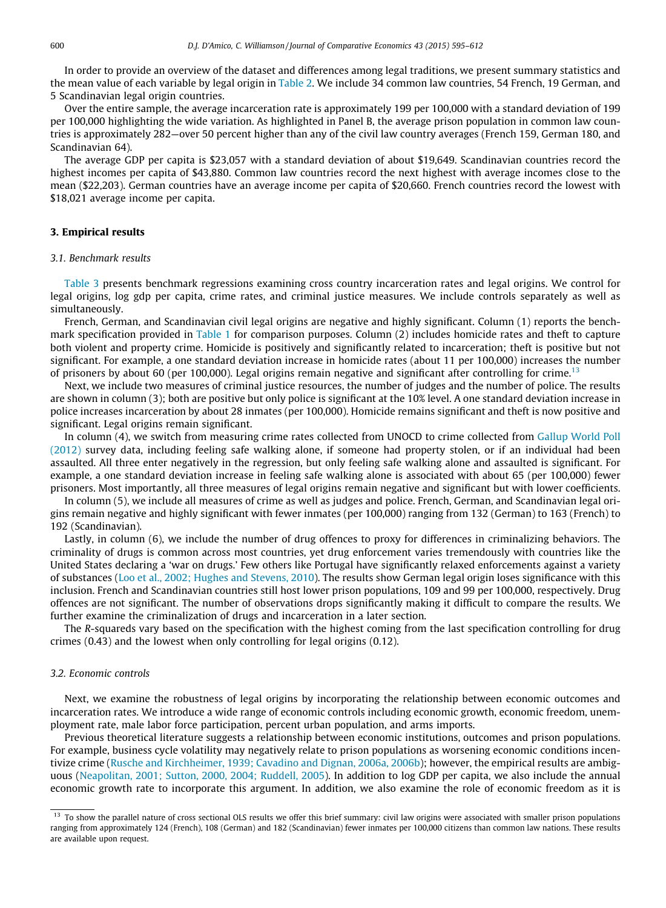In order to provide an overview of the dataset and differences among legal traditions, we present summary statistics and the mean value of each variable by legal origin in Table 2. We include 34 common law countries, 54 French, 19 German, and 5 Scandinavian legal origin countries.

Over the entire sample, the average incarceration rate is approximately 199 per 100,000 with a standard deviation of 199 per 100,000 highlighting the wide variation. As highlighted in Panel B, the average prison population in common law countries is approximately 282—over 50 percent higher than any of the civil law country averages (French 159, German 180, and Scandinavian 64).

The average GDP per capita is $23,057 with a standard deviation of about $19,649. Scandinavian countries record the highest incomes per capita of $43,880. Common law countries record the next highest with average incomes close to the mean ($22,203). German countries have an average income per capita of $20,660. French countries record the lowest with $18,021 average income per capita.

## 3. Empirical results

### 3.1. Benchmark results

Table 3 presents benchmark regressions examining cross country incarceration rates and legal origins. We control for legal origins, log gdp per capita, crime rates, and criminal justice measures. We include controls separately as well as simultaneously.

French, German, and Scandinavian civil legal origins are negative and highly significant. Column (1) reports the benchmark specification provided in Table 1 for comparison purposes. Column (2) includes homicide rates and theft to capture both violent and property crime. Homicide is positively and significantly related to incarceration; theft is positive but not significant. For example, a one standard deviation increase in homicide rates (about 11 per 100,000) increases the number of prisoners by about 60 (per 100,000). Legal origins remain negative and significant after controlling for crime.[13]

Next, we include two measures of criminal justice resources, the number of judges and the number of police. The results are shown in column (3); both are positive but only police is significant at the 10% level. A one standard deviation increase in police increases incarceration by about 28 inmates (per 100,000). Homicide remains significant and theft is now positive and significant. Legal origins remain significant.

In column (4), we switch from measuring crime rates collected from UNOCD to crime collected from Gallup World Poll (2012) survey data, including feeling safe walking alone, if someone had property stolen, or if an individual had been assaulted. All three enter negatively in the regression, but only feeling safe walking alone and assaulted is significant. For example, a one standard deviation increase in feeling safe walking alone is associated with about 65 (per 100,000) fewer prisoners. Most importantly, all three measures of legal origins remain negative and significant but with lower coefficients.

In column (5), we include all measures of crime as well as judges and police. French, German, and Scandinavian legal origins remain negative and highly significant with fewer inmates (per 100,000) ranging from 132 (German) to 163 (French) to 192 (Scandinavian).

Lastly, in column (6), we include the number of drug offences to proxy for differences in criminalizing behaviors. The criminality of drugs is common across most countries, yet drug enforcement varies tremendously with countries like the United States declaring a 'war on drugs.' Few others like Portugal have significantly relaxed enforcements against a variety of substances (Loo et al., 2002; Hughes and Stevens, 2010). The results show German legal origin loses significance with this inclusion. French and Scandinavian countries still host lower prison populations, 109 and 99 per 100,000, respectively. Drug offences are not significant. The number of observations drops significantly making it difficult to compare the results. We further examine the criminalization of drugs and incarceration in a later section.

The *R*-squareds vary based on the specification with the highest coming from the last specification controlling for drug crimes (0.43) and the lowest when only controlling for legal origins (0.12).

### 3.2. Economic controls

Next, we examine the robustness of legal origins by incorporating the relationship between economic outcomes and incarceration rates. We introduce a wide range of economic controls including economic growth, economic freedom, unemployment rate, male labor force participation, percent urban population, and arms imports.

Previous theoretical literature suggests a relationship between economic institutions, outcomes and prison populations. For example, business cycle volatility may negatively relate to prison populations as worsening economic conditions incentivize crime (Rusche and Kirchheimer, 1939; Cavadino and Dignan, 2006a, 2006b); however, the empirical results are ambiguous (Neapolitan, 2001; Sutton, 2000, 2004; Ruddell, 2005). In addition to log GDP per capita, we also include the annual economic growth rate to incorporate this argument. In addition, we also examine the role of economic freedom as it is

[13] To show the parallel nature of cross sectional OLS results we offer this brief summary: civil law origins were associated with smaller prison populations ranging from approximately 124 (French), 108 (German) and 182 (Scandinavian) fewer inmates per 100,000 citizens than common law nations. These results are available upon request.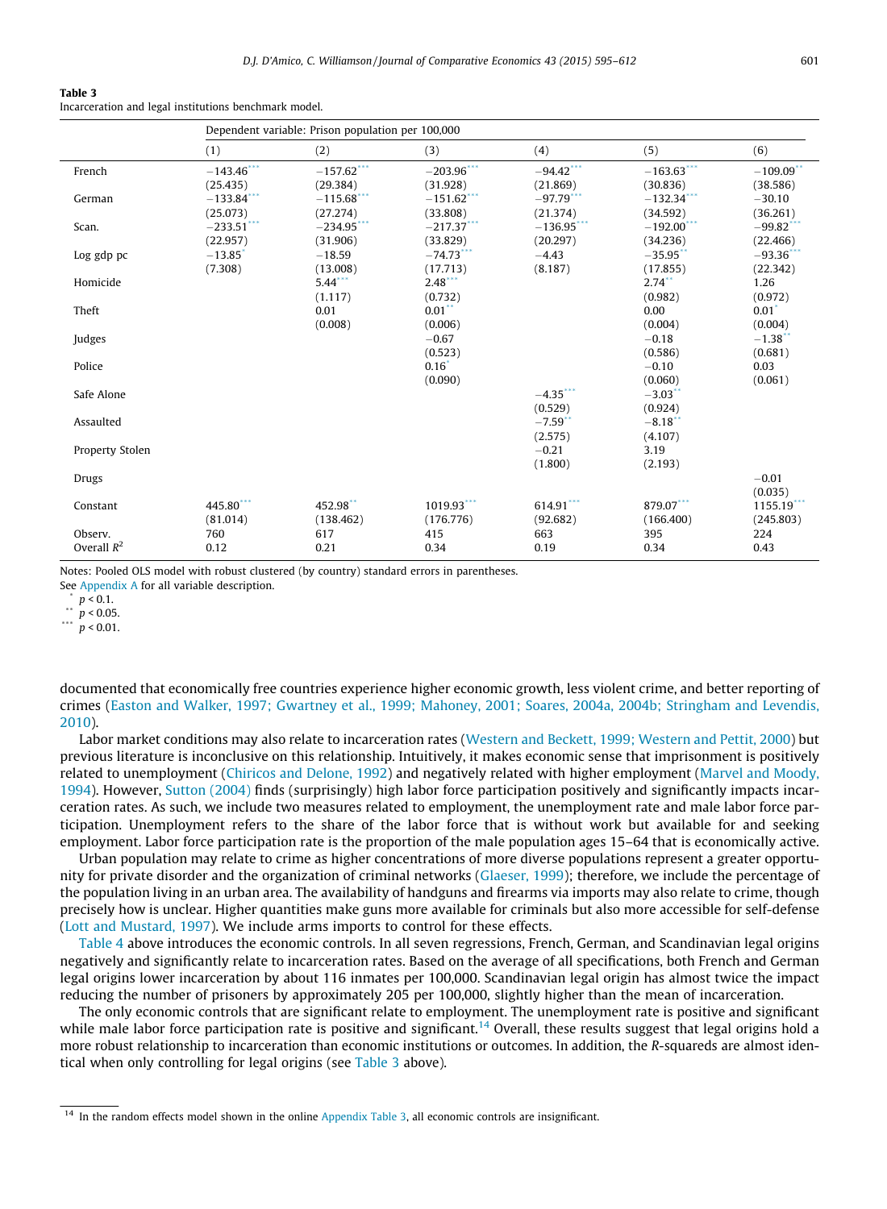**Table 3**
Incarceration and legal institutions benchmark model.

| | Dependent variable: Prison population per 100,000 | | | | | |
|---|---|---|---|---|---|---|
| | (1) | (2) | (3) | (4) | (5) | (6) |
| French | −143.46*** | −157.62*** | −203.96*** | −94.42*** | −163.63*** | −109.09** |
| | (25.435) | (29.384) | (31.928) | (21.869) | (30.836) | (38.586) |
| German | −133.84*** | −115.68*** | −151.62*** | −97.79*** | −132.34*** | −30.10 |
| | (25.073) | (27.274) | (33.808) | (21.374) | (34.592) | (36.261) |
| Scan. | −233.51*** | −234.95*** | −217.37*** | −136.95*** | −192.00*** | −99.82*** |
| | (22.957) | (31.906) | (33.829) | (20.297) | (34.236) | (22.466) |
| Log gdp pc | −13.85* | −18.59 | −74.73*** | −4.43 | −35.95** | −93.36*** |
| | (7.308) | (13.008) | (17.713) | (8.187) | (17.855) | (22.342) |
| Homicide | | 5.44*** | 2.48*** | | 2.74** | 1.26 |
| | | (1.117) | (0.732) | | (0.982) | (0.972) |
| Theft | | 0.01 | 0.01** | | 0.00 | 0.01* |
| | | (0.008) | (0.006) | | (0.004) | (0.004) |
| Judges | | | −0.67 | | −0.18 | −1.38** |
| | | | (0.523) | | (0.586) | (0.681) |
| Police | | | 0.16* | | −0.10 | 0.03 |
| | | | (0.090) | | (0.060) | (0.061) |
| Safe Alone | | | | −4.35*** | −3.03** | |
| | | | | (0.529) | (0.924) | |
| Assaulted | | | | −7.59** | −8.18** | |
| | | | | (2.575) | (4.107) | |
| Property Stolen | | | | −0.21 | 3.19 | |
| | | | | (1.800) | (2.193) | |
| Drugs | | | | | | −0.01 |
| | | | | | | (0.035) |
| Constant | 445.80*** | 452.98** | 1019.93*** | 614.91*** | 879.07*** | 1155.19*** |
| | (81.014) | (138.462) | (176.776) | (92.682) | (166.400) | (245.803) |
| Observ. | 760 | 617 | 415 | 663 | 395 | 224 |
| Overall $R^2$ | 0.12 | 0.21 | 0.34 | 0.19 | 0.34 | 0.43 |

Notes: Pooled OLS model with robust clustered (by country) standard errors in parentheses.
See Appendix A for all variable description.
* $p < 0.1$.
** $p < 0.05$.
*** $p < 0.01$.

documented that economically free countries experience higher economic growth, less violent crime, and better reporting of crimes (Easton and Walker, 1997; Gwartney et al., 1999; Mahoney, 2001; Soares, 2004a, 2004b; Stringham and Levendis, 2010).

Labor market conditions may also relate to incarceration rates (Western and Beckett, 1999; Western and Pettit, 2000) but previous literature is inconclusive on this relationship. Intuitively, it makes economic sense that imprisonment is positively related to unemployment (Chiricos and Delone, 1992) and negatively related with higher employment (Marvel and Moody, 1994). However, Sutton (2004) finds (surprisingly) high labor force participation positively and significantly impacts incarceration rates. As such, we include two measures related to employment, the unemployment rate and male labor force participation. Unemployment refers to the share of the labor force that is without work but available for and seeking employment. Labor force participation rate is the proportion of the male population ages 15–64 that is economically active.

Urban population may relate to crime as higher concentrations of more diverse populations represent a greater opportunity for private disorder and the organization of criminal networks (Glaeser, 1999); therefore, we include the percentage of the population living in an urban area. The availability of handguns and firearms via imports may also relate to crime, though precisely how is unclear. Higher quantities make guns more available for criminals but also more accessible for self-defense (Lott and Mustard, 1997). We include arms imports to control for these effects.

Table 4 above introduces the economic controls. In all seven regressions, French, German, and Scandinavian legal origins negatively and significantly relate to incarceration rates. Based on the average of all specifications, both French and German legal origins lower incarceration by about 116 inmates per 100,000. Scandinavian legal origin has almost twice the impact reducing the number of prisoners by approximately 205 per 100,000, slightly higher than the mean of incarceration.

The only economic controls that are significant relate to employment. The unemployment rate is positive and significant while male labor force participation rate is positive and significant.[14] Overall, these results suggest that legal origins hold a more robust relationship to incarceration than economic institutions or outcomes. In addition, the R-squareds are almost identical when only controlling for legal origins (see Table 3 above).

[14] In the random effects model shown in the online Appendix Table 3, all economic controls are insignificant.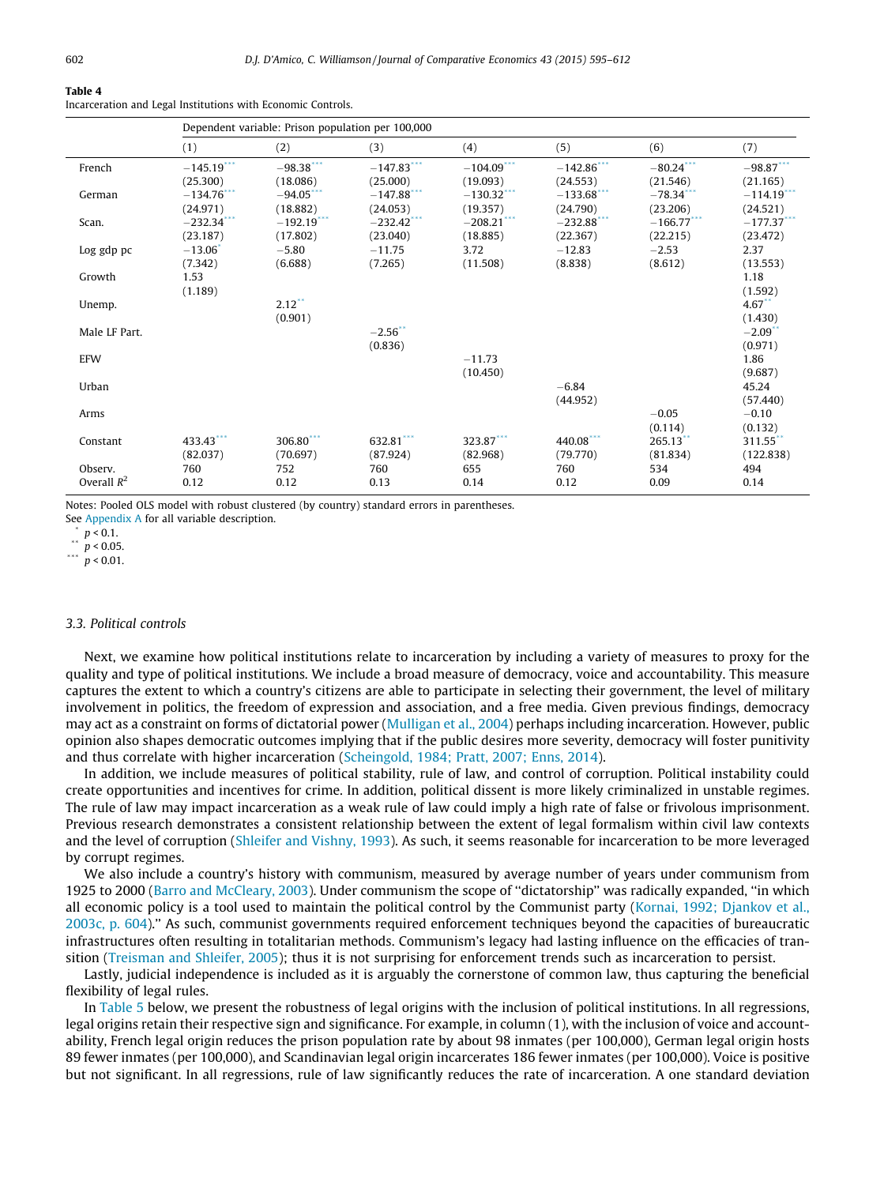**Table 4**
Incarceration and Legal Institutions with Economic Controls.

| | Dependent variable: Prison population per 100,000 | | | | | | |
|---|---|---|---|---|---|---|---|
| | (1) | (2) | (3) | (4) | (5) | (6) | (7) |
| French | −145.19*** | −98.38*** | −147.83*** | −104.09*** | −142.86*** | −80.24*** | −98.87*** |
| | (25.300) | (18.086) | (25.000) | (19.093) | (24.553) | (21.546) | (21.165) |
| German | −134.76*** | −94.05*** | −147.88*** | −130.32*** | −133.68*** | −78.34*** | −114.19*** |
| | (24.971) | (18.882) | (24.053) | (19.357) | (24.790) | (23.206) | (24.521) |
| Scan. | −232.34*** | −192.19*** | −232.42*** | −208.21*** | −232.88*** | −166.77*** | −177.37*** |
| | (23.187) | (17.802) | (23.040) | (18.885) | (22.367) | (22.215) | (23.472) |
| Log gdp pc | −13.06* | −5.80 | −11.75 | 3.72 | −12.83 | −2.53 | 2.37 |
| | (7.342) | (6.688) | (7.265) | (11.508) | (8.838) | (8.612) | (13.553) |
| Growth | 1.53 | | | | | | 1.18 |
| | (1.189) | | | | | | (1.592) |
| Unemp. | | 2.12** | | | | | 4.67** |
| | | (0.901) | | | | | (1.430) |
| Male LF Part. | | | −2.56** | | | | −2.09** |
| | | | (0.836) | | | | (0.971) |
| EFW | | | | −11.73 | | | 1.86 |
| | | | | (10.450) | | | (9.687) |
| Urban | | | | | −6.84 | | 45.24 |
| | | | | | (44.952) | | (57.440) |
| Arms | | | | | | −0.05 | −0.10 |
| | | | | | | (0.114) | (0.132) |
| Constant | 433.43*** | 306.80*** | 632.81*** | 323.87*** | 440.08*** | 265.13** | 311.55** |
| | (82.037) | (70.697) | (87.924) | (82.968) | (79.770) | (81.834) | (122.838) |
| Observ. | 760 | 752 | 760 | 655 | 760 | 534 | 494 |
| Overall $R^2$ | 0.12 | 0.12 | 0.13 | 0.14 | 0.12 | 0.09 | 0.14 |

Notes: Pooled OLS model with robust clustered (by country) standard errors in parentheses.
See Appendix A for all variable description.
* $p < 0.1$.
** $p < 0.05$.
*** $p < 0.01$.

### 3.3. Political controls

Next, we examine how political institutions relate to incarceration by including a variety of measures to proxy for the quality and type of political institutions. We include a broad measure of democracy, voice and accountability. This measure captures the extent to which a country's citizens are able to participate in selecting their government, the level of military involvement in politics, the freedom of expression and association, and a free media. Given previous findings, democracy may act as a constraint on forms of dictatorial power (Mulligan et al., 2004) perhaps including incarceration. However, public opinion also shapes democratic outcomes implying that if the public desires more severity, democracy will foster punitivity and thus correlate with higher incarceration (Scheingold, 1984; Pratt, 2007; Enns, 2014).

In addition, we include measures of political stability, rule of law, and control of corruption. Political instability could create opportunities and incentives for crime. In addition, political dissent is more likely criminalized in unstable regimes. The rule of law may impact incarceration as a weak rule of law could imply a high rate of false or frivolous imprisonment. Previous research demonstrates a consistent relationship between the extent of legal formalism within civil law contexts and the level of corruption (Shleifer and Vishny, 1993). As such, it seems reasonable for incarceration to be more leveraged by corrupt regimes.

We also include a country's history with communism, measured by average number of years under communism from 1925 to 2000 (Barro and McCleary, 2003). Under communism the scope of "dictatorship" was radically expanded, "in which all economic policy is a tool used to maintain the political control by the Communist party (Kornai, 1992; Djankov et al., 2003c, p. 604)." As such, communist governments required enforcement techniques beyond the capacities of bureaucratic infrastructures often resulting in totalitarian methods. Communism's legacy had lasting influence on the efficacies of transition (Treisman and Shleifer, 2005); thus it is not surprising for enforcement trends such as incarceration to persist.

Lastly, judicial independence is included as it is arguably the cornerstone of common law, thus capturing the beneficial flexibility of legal rules.

In Table 5 below, we present the robustness of legal origins with the inclusion of political institutions. In all regressions, legal origins retain their respective sign and significance. For example, in column (1), with the inclusion of voice and accountability, French legal origin reduces the prison population rate by about 98 inmates (per 100,000), German legal origin hosts 89 fewer inmates (per 100,000), and Scandinavian legal origin incarcerates 186 fewer inmates (per 100,000). Voice is positive but not significant. In all regressions, rule of law significantly reduces the rate of incarceration. A one standard deviation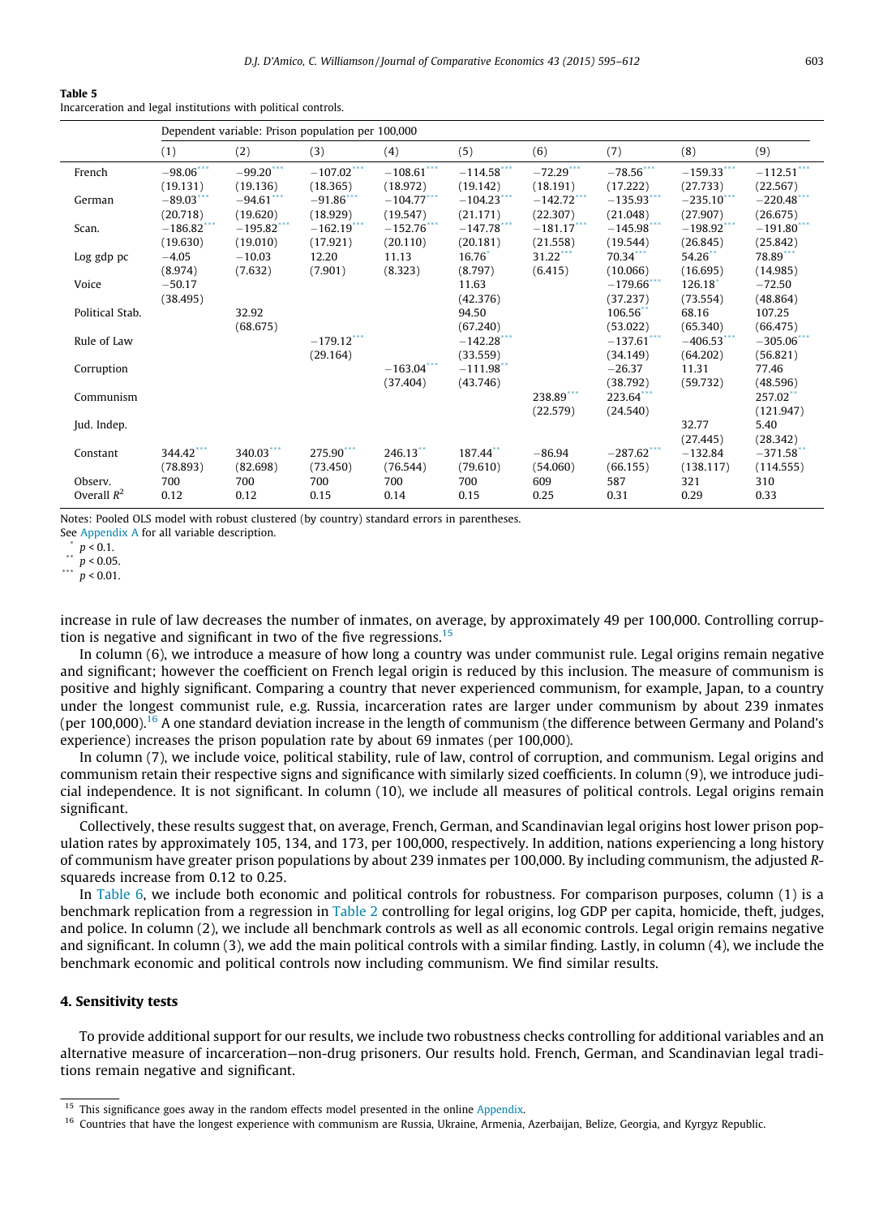**Table 5**
Incarceration and legal institutions with political controls.

| | Dependent variable: Prison population per 100,000 | | | | | | | | |
|---|---|---|---|---|---|---|---|---|---|
| | (1) | (2) | (3) | (4) | (5) | (6) | (7) | (8) | (9) |
| French | −98.06*** | −99.20*** | −107.02*** | −108.61*** | −114.58*** | −72.29*** | −78.56*** | −159.33*** | −112.51*** |
| | (19.131) | (19.136) | (18.365) | (18.972) | (19.142) | (18.191) | (17.222) | (27.733) | (22.567) |
| German | −89.03*** | −94.61*** | −91.86*** | −104.77*** | −104.23*** | −142.72*** | −135.93*** | −235.10*** | −220.48*** |
| | (20.718) | (19.620) | (18.929) | (19.547) | (21.171) | (22.307) | (21.048) | (27.907) | (26.675) |
| Scan. | −186.82*** | −195.82*** | −162.19*** | −152.76*** | −147.78*** | −181.17*** | −145.98*** | −198.92*** | −191.80*** |
| | (19.630) | (19.010) | (17.921) | (20.110) | (20.181) | (21.558) | (19.544) | (26.845) | (25.842) |
| Log gdp pc | −4.05 | −10.03 | 12.20 | 11.13 | 16.76* | 31.22*** | 70.34*** | 54.26** | 78.89*** |
| | (8.974) | (7.632) | (7.901) | (8.323) | (8.797) | (6.415) | (10.066) | (16.695) | (14.985) |
| Voice | −50.17 | | | | 11.63 | | −179.66*** | 126.18* | −72.50 |
| | (38.495) | | | | (42.376) | | (37.237) | (73.554) | (48.864) |
| Political Stab. | | 32.92 | | | 94.50 | | 106.56** | 68.16 | 107.25 |
| | | (68.675) | | | (67.240) | | (53.022) | (65.340) | (66.475) |
| Rule of Law | | | −179.12*** | | −142.28*** | | −137.61*** | −406.53*** | −305.06*** |
| | | | (29.164) | | (33.559) | | (34.149) | (64.202) | (56.821) |
| Corruption | | | | −163.04*** | −111.98** | | −26.37 | 11.31 | 77.46 |
| | | | | (37.404) | (43.746) | | (38.792) | (59.732) | (48.596) |
| Communism | | | | | | 238.89*** | 223.64*** | | 257.02** |
| | | | | | | (22.579) | (24.540) | | (121.947) |
| Jud. Indep. | | | | | | | | 32.77 | 5.40 |
| | | | | | | | | (27.445) | (28.342) |
| Constant | 344.42*** | 340.03*** | 275.90*** | 246.13** | 187.44** | −86.94 | −287.62*** | −132.84 | −371.58** |
| | (78.893) | (82.698) | (73.450) | (76.544) | (79.610) | (54.060) | (66.155) | (138.117) | (114.555) |
| Observ. | 700 | 700 | 700 | 700 | 700 | 609 | 587 | 321 | 310 |
| Overall $R^2$ | 0.12 | 0.12 | 0.15 | 0.14 | 0.15 | 0.25 | 0.31 | 0.29 | 0.33 |

Notes: Pooled OLS model with robust clustered (by country) standard errors in parentheses.
See Appendix A for all variable description.
* $p < 0.1$.
** $p < 0.05$.
*** $p < 0.01$.

increase in rule of law decreases the number of inmates, on average, by approximately 49 per 100,000. Controlling corruption is negative and significant in two of the five regressions.[15]

In column (6), we introduce a measure of how long a country was under communist rule. Legal origins remain negative and significant; however the coefficient on French legal origin is reduced by this inclusion. The measure of communism is positive and highly significant. Comparing a country that never experienced communism, for example, Japan, to a country under the longest communist rule, e.g. Russia, incarceration rates are larger under communism by about 239 inmates (per 100,000).[16] A one standard deviation increase in the length of communism (the difference between Germany and Poland's experience) increases the prison population rate by about 69 inmates (per 100,000).

In column (7), we include voice, political stability, rule of law, control of corruption, and communism. Legal origins and communism retain their respective signs and significance with similarly sized coefficients. In column (9), we introduce judicial independence. It is not significant. In column (10), we include all measures of political controls. Legal origins remain significant.

Collectively, these results suggest that, on average, French, German, and Scandinavian legal origins host lower prison population rates by approximately 105, 134, and 173, per 100,000, respectively. In addition, nations experiencing a long history of communism have greater prison populations by about 239 inmates per 100,000. By including communism, the adjusted R-squareds increase from 0.12 to 0.25.

In Table 6, we include both economic and political controls for robustness. For comparison purposes, column (1) is a benchmark replication from a regression in Table 2 controlling for legal origins, log GDP per capita, homicide, theft, judges, and police. In column (2), we include all benchmark controls as well as all economic controls. Legal origin remains negative and significant. In column (3), we add the main political controls with a similar finding. Lastly, in column (4), we include the benchmark economic and political controls now including communism. We find similar results.

## 4. Sensitivity tests

To provide additional support for our results, we include two robustness checks controlling for additional variables and an alternative measure of incarceration—non-drug prisoners. Our results hold. French, German, and Scandinavian legal traditions remain negative and significant.

[15] This significance goes away in the random effects model presented in the online Appendix.

[16] Countries that have the longest experience with communism are Russia, Ukraine, Armenia, Azerbaijan, Belize, Georgia, and Kyrgyz Republic.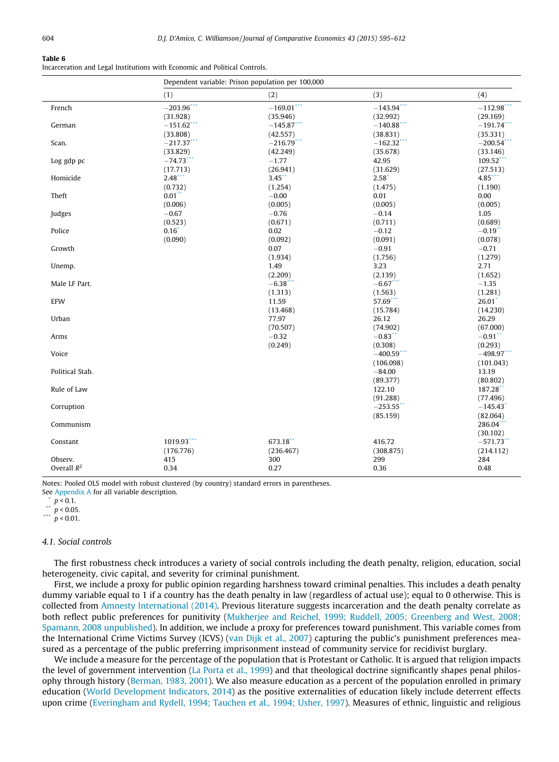**Table 6**
Incarceration and Legal Institutions with Economic and Political Controls.

| | Dependent variable: Prison population per 100,000 | | | |
|---|---|---|---|---|
| | (1) | (2) | (3) | (4) |
| French | −203.96*** | −169.01*** | −143.94*** | −112.98*** |
| | (31.928) | (35.946) | (32.992) | (29.169) |
| German | −151.62*** | −145.87*** | −140.88*** | −191.74*** |
| | (33.808) | (42.557) | (38.831) | (35.331) |
| Scan. | −217.37*** | −216.79*** | −162.32*** | −200.54*** |
| | (33.829) | (42.249) | (35.678) | (33.146) |
| Log gdp pc | −74.73*** | −1.77 | 42.95 | 109.52*** |
| | (17.713) | (26.941) | (31.629) | (27.513) |
| Homicide | 2.48*** | 3.45** | 2.58* | 4.85*** |
| | (0.732) | (1.254) | (1.475) | (1.190) |
| Theft | 0.01** | −0.00 | 0.01 | 0.00 |
| | (0.006) | (0.005) | (0.005) | (0.005) |
| Judges | −0.67 | −0.76 | −0.14 | 1.05 |
| | (0.523) | (0.671) | (0.711) | (0.689) |
| Police | 0.16* | 0.02 | −0.12 | −0.19** |
| | (0.090) | (0.092) | (0.091) | (0.078) |
| Growth | | 0.07 | −0.91 | −0.71 |
| | | (1.934) | (1.756) | (1.279) |
| Unemp. | | 1.49 | 3.23 | 2.71 |
| | | (2.209) | (2.139) | (1.652) |
| Male LF Part. | | −6.38*** | −6.67*** | −1.35 |
| | | (1.313) | (1.563) | (1.281) |
| EFW | | 11.59 | 57.69*** | 26.01* |
| | | (13.468) | (15.784) | (14.230) |
| Urban | | 77.97 | 26.12 | 26.29 |
| | | (70.507) | (74.902) | (67.000) |
| Arms | | −0.32 | −0.83** | −0.91** |
| | | (0.249) | (0.308) | (0.293) |
| Voice | | | −400.59*** | −498.97*** |
| | | | (106.098) | (101.043) |
| Political Stab. | | | −84.00 | 13.19 |
| | | | (89.377) | (80.802) |
| Rule of Law | | | 122.10 | 187.28** |
| | | | (91.288) | (77.496) |
| Corruption | | | −253.55** | −145.43* |
| | | | (85.159) | (82.064) |
| Communism | | | | 286.04*** |
| | | | | (30.102) |
| Constant | 1019.93*** | 673.18** | 416.72 | −571.73** |
| | (176.776) | (236.467) | (308.875) | (214.112) |
| Observ. | 415 | 300 | 299 | 284 |
| Overall $R^2$ | 0.34 | 0.27 | 0.36 | 0.48 |

Notes: Pooled OLS model with robust clustered (by country) standard errors in parentheses.
See Appendix A for all variable description.
* $p < 0.1$.
** $p < 0.05$.
*** $p < 0.01$.

### 4.1. Social controls

The first robustness check introduces a variety of social controls including the death penalty, religion, education, social heterogeneity, civic capital, and severity for criminal punishment.

First, we include a proxy for public opinion regarding harshness toward criminal penalties. This includes a death penalty dummy variable equal to 1 if a country has the death penalty in law (regardless of actual use); equal to 0 otherwise. This is collected from Amnesty International (2014). Previous literature suggests incarceration and the death penalty correlate as both reflect public preferences for punitivity (Mukherjee and Reichel, 1999; Ruddell, 2005; Greenberg and West, 2008; Spamann, 2008 unpublished). In addition, we include a proxy for preferences toward punishment. This variable comes from the International Crime Victims Survey (ICVS) (van Dijk et al., 2007) capturing the public's punishment preferences measured as a percentage of the public preferring imprisonment instead of community service for recidivist burglary.

We include a measure for the percentage of the population that is Protestant or Catholic. It is argued that religion impacts the level of government intervention (La Porta et al., 1999) and that theological doctrine significantly shapes penal philosophy through history (Berman, 1983, 2001). We also measure education as a percent of the population enrolled in primary education (World Development Indicators, 2014) as the positive externalities of education likely include deterrent effects upon crime (Everingham and Rydell, 1994; Tauchen et al., 1994; Usher, 1997). Measures of ethnic, linguistic and religious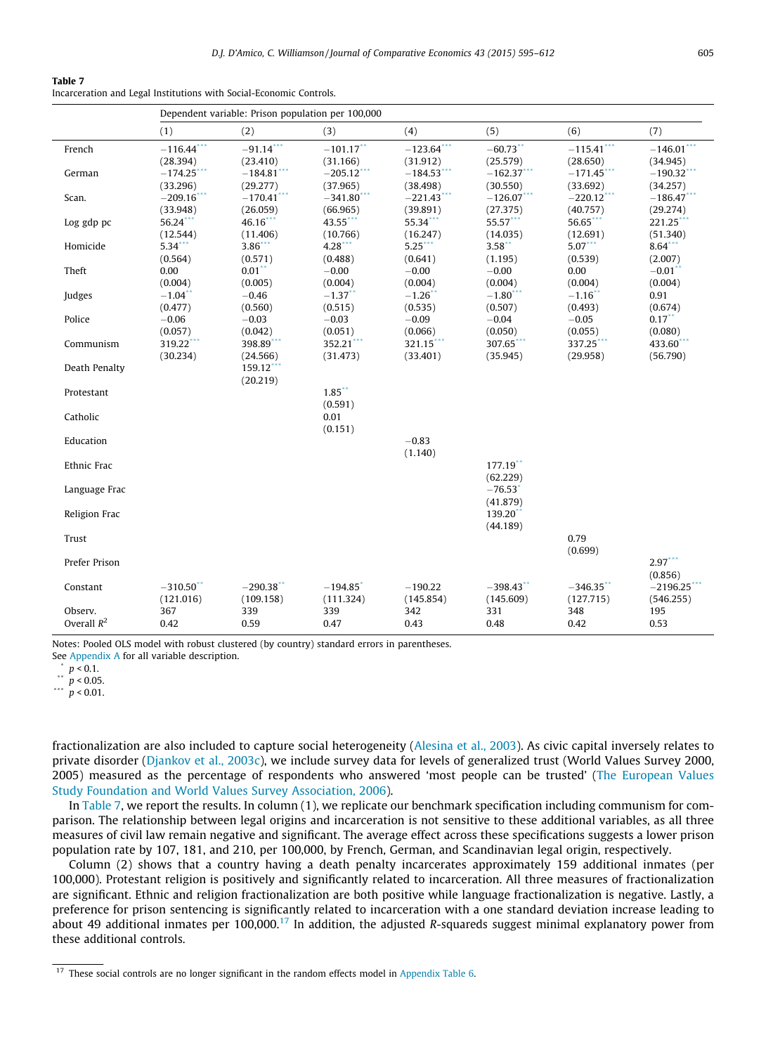**Table 7**
Incarceration and Legal Institutions with Social-Economic Controls.

| | Dependent variable: Prison population per 100,000 | | | | | | |
|---|---|---|---|---|---|---|---|
| | (1) | (2) | (3) | (4) | (5) | (6) | (7) |
| French | −116.44*** | −91.14*** | −101.17** | −123.64*** | −60.73** | −115.41*** | −146.01*** |
| | (28.394) | (23.410) | (31.166) | (31.912) | (25.579) | (28.650) | (34.945) |
| German | −174.25*** | −184.81*** | −205.12*** | −184.53*** | −162.37*** | −171.45*** | −190.32*** |
| | (33.296) | (29.277) | (37.965) | (38.498) | (30.550) | (33.692) | (34.257) |
| Scan. | −209.16*** | −170.41*** | −341.80*** | −221.43*** | −126.07*** | −220.12*** | −186.47*** |
| | (33.948) | (26.059) | (66.965) | (39.891) | (27.375) | (40.757) | (29.274) |
| Log gdp pc | 56.24*** | 46.16*** | 43.55*** | 55.34*** | 55.57*** | 56.65*** | 221.25*** |
| | (12.544) | (11.406) | (10.766) | (16.247) | (14.035) | (12.691) | (51.340) |
| Homicide | 5.34*** | 3.86*** | 4.28*** | 5.25*** | 3.58** | 5.07*** | 8.64*** |
| | (0.564) | (0.571) | (0.488) | (0.641) | (1.195) | (0.539) | (2.007) |
| Theft | 0.00 | 0.01** | −0.00 | −0.00 | −0.00 | 0.00 | −0.01** |
| | (0.004) | (0.005) | (0.004) | (0.004) | (0.004) | (0.004) | (0.004) |
| Judges | −1.04** | −0.46 | −1.37** | −1.26** | −1.80*** | −1.16** | 0.91 |
| | (0.477) | (0.560) | (0.515) | (0.535) | (0.507) | (0.493) | (0.674) |
| Police | −0.06 | −0.03 | −0.03 | −0.09 | −0.04 | −0.05 | 0.17** |
| | (0.057) | (0.042) | (0.051) | (0.066) | (0.050) | (0.055) | (0.080) |
| Communism | 319.22*** | 398.89*** | 352.21*** | 321.15*** | 307.65*** | 337.25*** | 433.60*** |
| | (30.234) | (24.566) | (31.473) | (33.401) | (35.945) | (29.958) | (56.790) |
| Death Penalty | | 159.12*** | | | | | |
| | | (20.219) | | | | | |
| Protestant | | | 1.85** | | | | |
| | | | (0.591) | | | | |
| Catholic | | | 0.01 | | | | |
| | | | (0.151) | | | | |
| Education | | | | −0.83 | | | |
| | | | | (1.140) | | | |
| Ethnic Frac | | | | | 177.19** | | |
| | | | | | (62.229) | | |
| Language Frac | | | | | −76.53* | | |
| | | | | | (41.879) | | |
| Religion Frac | | | | | 139.20** | | |
| | | | | | (44.189) | | |
| Trust | | | | | | 0.79 | |
| | | | | | | (0.699) | |
| Prefer Prison | | | | | | | 2.97*** |
| | | | | | | | (0.856) |
| Constant | −310.50** | −290.38** | −194.85* | −190.22 | −398.43** | −346.35** | −2196.25*** |
| | (121.016) | (109.158) | (111.324) | (145.854) | (145.609) | (127.715) | (546.255) |
| Observ. | 367 | 339 | 339 | 342 | 331 | 348 | 195 |
| Overall $R^2$ | 0.42 | 0.59 | 0.47 | 0.43 | 0.48 | 0.42 | 0.53 |

Notes: Pooled OLS model with robust clustered (by country) standard errors in parentheses.
See Appendix A for all variable description.
* $p < 0.1$.
** $p < 0.05$.
*** $p < 0.01$.

fractionalization are also included to capture social heterogeneity (Alesina et al., 2003). As civic capital inversely relates to private disorder (Djankov et al., 2003c), we include survey data for levels of generalized trust (World Values Survey 2000, 2005) measured as the percentage of respondents who answered 'most people can be trusted' (The European Values Study Foundation and World Values Survey Association, 2006).

In Table 7, we report the results. In column (1), we replicate our benchmark specification including communism for comparison. The relationship between legal origins and incarceration is not sensitive to these additional variables, as all three measures of civil law remain negative and significant. The average effect across these specifications suggests a lower prison population rate by 107, 181, and 210, per 100,000, by French, German, and Scandinavian legal origin, respectively.

Column (2) shows that a country having a death penalty incarcerates approximately 159 additional inmates (per 100,000). Protestant religion is positively and significantly related to incarceration. All three measures of fractionalization are significant. Ethnic and religion fractionalization are both positive while language fractionalization is negative. Lastly, a preference for prison sentencing is significantly related to incarceration with a one standard deviation increase leading to about 49 additional inmates per 100,000.[17] In addition, the adjusted $R$-squareds suggest minimal explanatory power from these additional controls.

[17] These social controls are no longer significant in the random effects model in Appendix Table 6.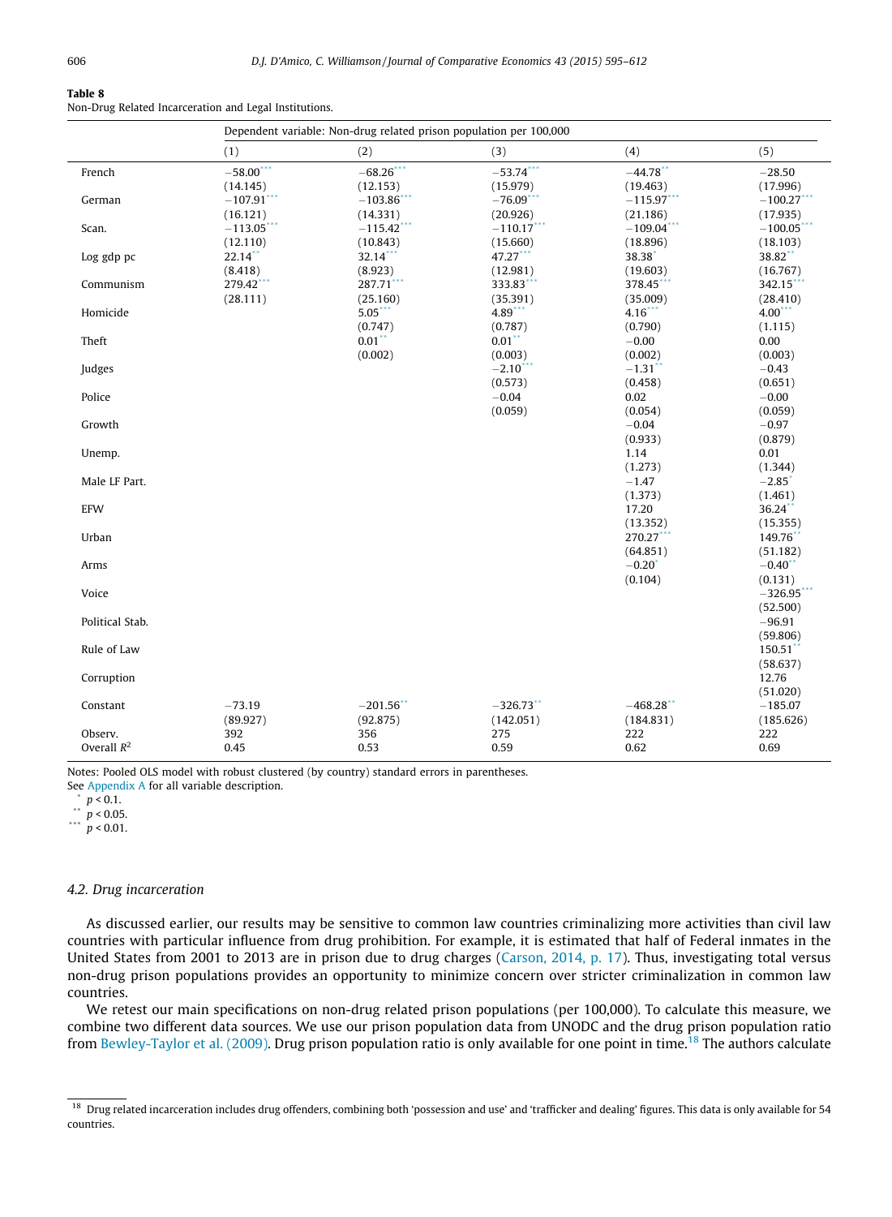**Table 8**
Non-Drug Related Incarceration and Legal Institutions.

| | Dependent variable: Non-drug related prison population per 100,000 | | | | |
|---|---|---|---|---|---|
| | (1) | (2) | (3) | (4) | (5) |
| French | −58.00*** | −68.26*** | −53.74*** | −44.78** | −28.50 |
| | (14.145) | (12.153) | (15.979) | (19.463) | (17.996) |
| German | −107.91*** | −103.86*** | −76.09*** | −115.97*** | −100.27*** |
| | (16.121) | (14.331) | (20.926) | (21.186) | (17.935) |
| Scan. | −113.05*** | −115.42*** | −110.17*** | −109.04*** | −100.05*** |
| | (12.110) | (10.843) | (15.660) | (18.896) | (18.103) |
| Log gdp pc | 22.14** | 32.14*** | 47.27*** | 38.38* | 38.82** |
| | (8.418) | (8.923) | (12.981) | (19.603) | (16.767) |
| Communism | 279.42*** | 287.71*** | 333.83*** | 378.45*** | 342.15*** |
| | (28.111) | (25.160) | (35.391) | (35.009) | (28.410) |
| Homicide | | 5.05*** | 4.89*** | 4.16*** | 4.00*** |
| | | (0.747) | (0.787) | (0.790) | (1.115) |
| Theft | | 0.01** | 0.01** | −0.00 | 0.00 |
| | | (0.002) | (0.003) | (0.002) | (0.003) |
| Judges | | | −2.10*** | −1.31** | −0.43 |
| | | | (0.573) | (0.458) | (0.651) |
| Police | | | −0.04 | 0.02 | −0.00 |
| | | | (0.059) | (0.054) | (0.059) |
| Growth | | | | −0.04 | −0.97 |
| | | | | (0.933) | (0.879) |
| Unemp. | | | | 1.14 | 0.01 |
| | | | | (1.273) | (1.344) |
| Male LF Part. | | | | −1.47 | −2.85* |
| | | | | (1.373) | (1.461) |
| EFW | | | | 17.20 | 36.24** |
| | | | | (13.352) | (15.355) |
| Urban | | | | 270.27*** | 149.76** |
| | | | | (64.851) | (51.182) |
| Arms | | | | −0.20* | −0.40** |
| | | | | (0.104) | (0.131) |
| Voice | | | | | −326.95*** |
| | | | | | (52.500) |
| Political Stab. | | | | | −96.91 |
| | | | | | (59.806) |
| Rule of Law | | | | | 150.51** |
| | | | | | (58.637) |
| Corruption | | | | | 12.76 |
| | | | | | (51.020) |
| Constant | −73.19 | −201.56** | −326.73** | −468.28** | −185.07 |
| | (89.927) | (92.875) | (142.051) | (184.831) | (185.626) |
| Observ. | 392 | 356 | 275 | 222 | 222 |
| Overall $R^2$ | 0.45 | 0.53 | 0.59 | 0.62 | 0.69 |

Notes: Pooled OLS model with robust clustered (by country) standard errors in parentheses.
See Appendix A for all variable description.
\* $p < 0.1$.
\*\* $p < 0.05$.
\*\*\* $p < 0.01$.

### 4.2. Drug incarceration

As discussed earlier, our results may be sensitive to common law countries criminalizing more activities than civil law countries with particular influence from drug prohibition. For example, it is estimated that half of Federal inmates in the United States from 2001 to 2013 are in prison due to drug charges (Carson, 2014, p. 17). Thus, investigating total versus non-drug prison populations provides an opportunity to minimize concern over stricter criminalization in common law countries.

We retest our main specifications on non-drug related prison populations (per 100,000). To calculate this measure, we combine two different data sources. We use our prison population data from UNODC and the drug prison population ratio from Bewley-Taylor et al. (2009). Drug prison population ratio is only available for one point in time.[18] The authors calculate

[18] Drug related incarceration includes drug offenders, combining both 'possession and use' and 'trafficker and dealing' figures. This data is only available for 54 countries.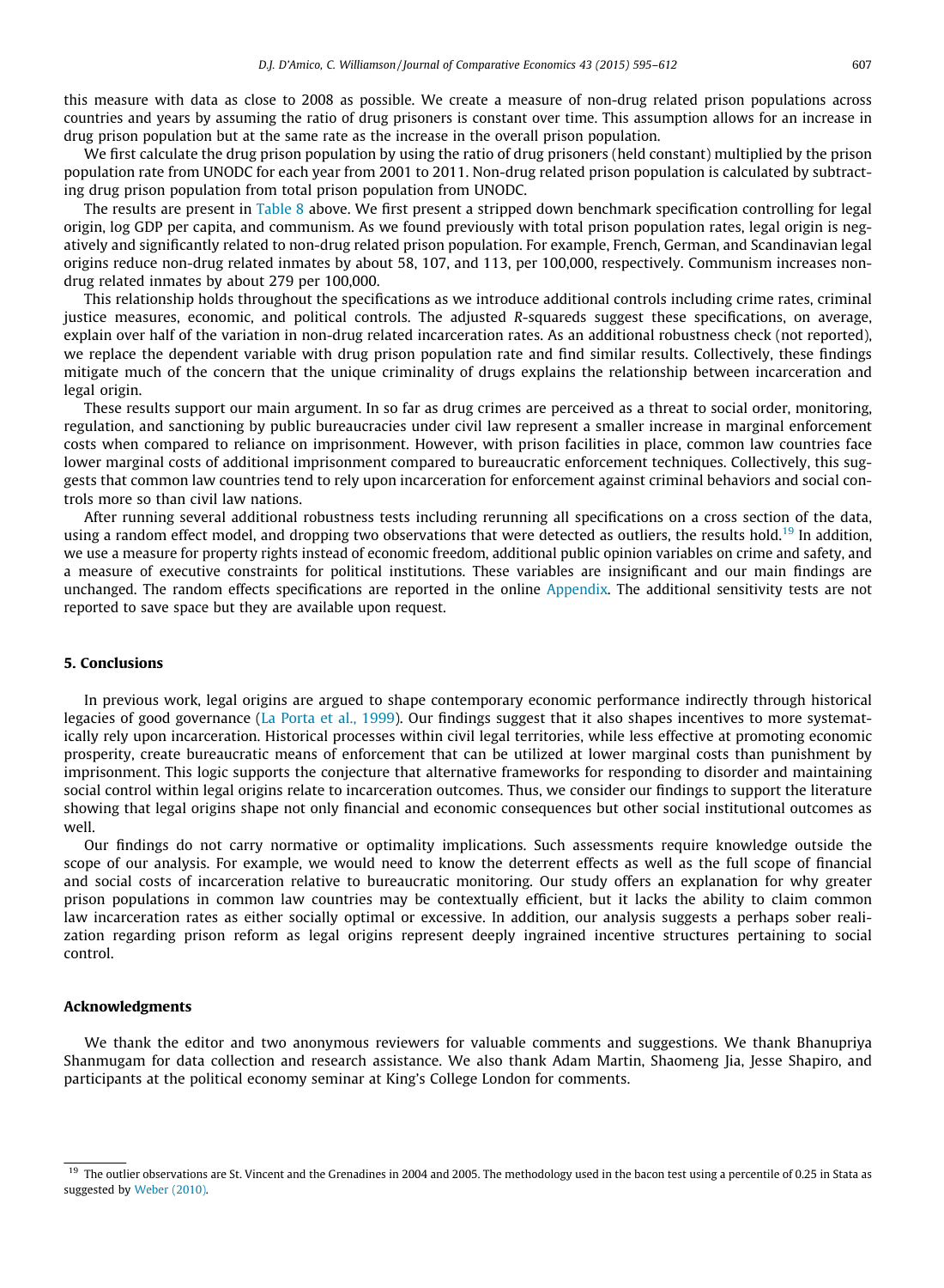this measure with data as close to 2008 as possible. We create a measure of non-drug related prison populations across countries and years by assuming the ratio of drug prisoners is constant over time. This assumption allows for an increase in drug prison population but at the same rate as the increase in the overall prison population.

We first calculate the drug prison population by using the ratio of drug prisoners (held constant) multiplied by the prison population rate from UNODC for each year from 2001 to 2011. Non-drug related prison population is calculated by subtracting drug prison population from total prison population from UNODC.

The results are present in Table 8 above. We first present a stripped down benchmark specification controlling for legal origin, log GDP per capita, and communism. As we found previously with total prison population rates, legal origin is negatively and significantly related to non-drug related prison population. For example, French, German, and Scandinavian legal origins reduce non-drug related inmates by about 58, 107, and 113, per 100,000, respectively. Communism increases non-drug related inmates by about 279 per 100,000.

This relationship holds throughout the specifications as we introduce additional controls including crime rates, criminal justice measures, economic, and political controls. The adjusted *R*-squareds suggest these specifications, on average, explain over half of the variation in non-drug related incarceration rates. As an additional robustness check (not reported), we replace the dependent variable with drug prison population rate and find similar results. Collectively, these findings mitigate much of the concern that the unique criminality of drugs explains the relationship between incarceration and legal origin.

These results support our main argument. In so far as drug crimes are perceived as a threat to social order, monitoring, regulation, and sanctioning by public bureaucracies under civil law represent a smaller increase in marginal enforcement costs when compared to reliance on imprisonment. However, with prison facilities in place, common law countries face lower marginal costs of additional imprisonment compared to bureaucratic enforcement techniques. Collectively, this suggests that common law countries tend to rely upon incarceration for enforcement against criminal behaviors and social controls more so than civil law nations.

After running several additional robustness tests including rerunning all specifications on a cross section of the data, using a random effect model, and dropping two observations that were detected as outliers, the results hold.[19] In addition, we use a measure for property rights instead of economic freedom, additional public opinion variables on crime and safety, and a measure of executive constraints for political institutions. These variables are insignificant and our main findings are unchanged. The random effects specifications are reported in the online Appendix. The additional sensitivity tests are not reported to save space but they are available upon request.

## 5. Conclusions

In previous work, legal origins are argued to shape contemporary economic performance indirectly through historical legacies of good governance (La Porta et al., 1999). Our findings suggest that it also shapes incentives to more systematically rely upon incarceration. Historical processes within civil legal territories, while less effective at promoting economic prosperity, create bureaucratic means of enforcement that can be utilized at lower marginal costs than punishment by imprisonment. This logic supports the conjecture that alternative frameworks for responding to disorder and maintaining social control within legal origins relate to incarceration outcomes. Thus, we consider our findings to support the literature showing that legal origins shape not only financial and economic consequences but other social institutional outcomes as well.

Our findings do not carry normative or optimality implications. Such assessments require knowledge outside the scope of our analysis. For example, we would need to know the deterrent effects as well as the full scope of financial and social costs of incarceration relative to bureaucratic monitoring. Our study offers an explanation for why greater prison populations in common law countries may be contextually efficient, but it lacks the ability to claim common law incarceration rates as either socially optimal or excessive. In addition, our analysis suggests a perhaps sober realization regarding prison reform as legal origins represent deeply ingrained incentive structures pertaining to social control.

## Acknowledgments

We thank the editor and two anonymous reviewers for valuable comments and suggestions. We thank Bhanupriya Shanmugam for data collection and research assistance. We also thank Adam Martin, Shaomeng Jia, Jesse Shapiro, and participants at the political economy seminar at King's College London for comments.

---

[19] The outlier observations are St. Vincent and the Grenadines in 2004 and 2005. The methodology used in the bacon test using a percentile of 0.25 in Stata as suggested by Weber (2010).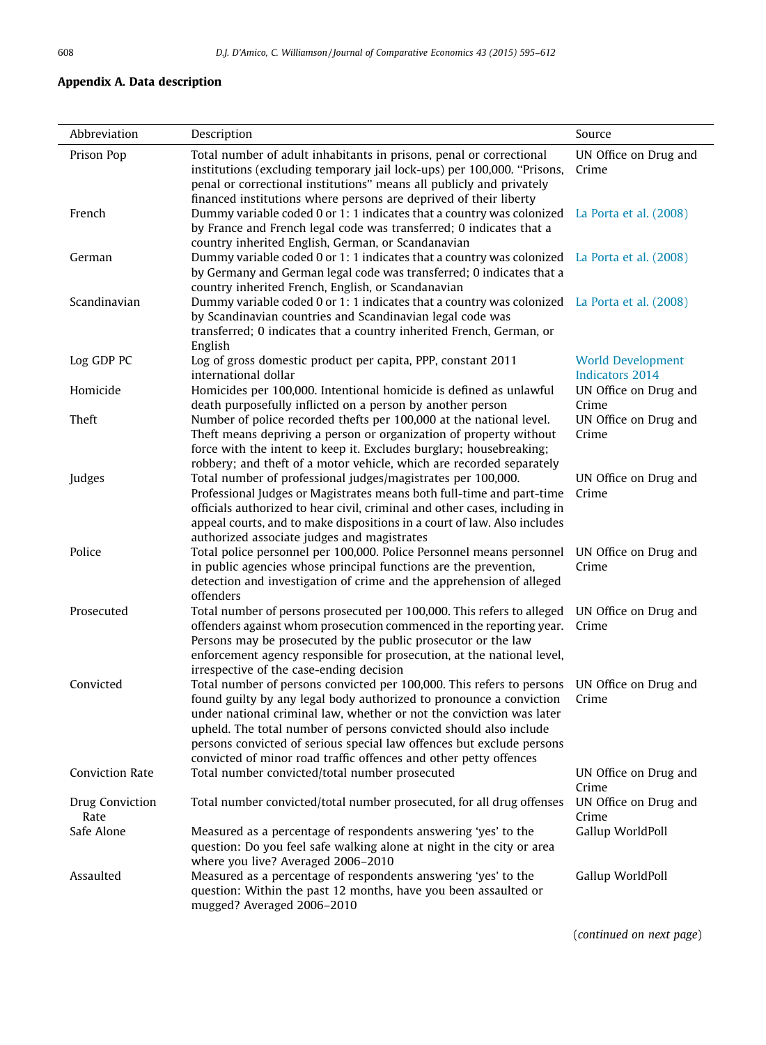## Appendix A. Data description

| Abbreviation | Description | Source |
|---|---|---|
| Prison Pop | Total number of adult inhabitants in prisons, penal or correctional institutions (excluding temporary jail lock-ups) per 100,000. "Prisons, penal or correctional institutions" means all publicly and privately financed institutions where persons are deprived of their liberty | UN Office on Drug and Crime |
| French | Dummy variable coded 0 or 1: 1 indicates that a country was colonized by France and French legal code was transferred; 0 indicates that a country inherited English, German, or Scandanavian | La Porta et al. (2008) |
| German | Dummy variable coded 0 or 1: 1 indicates that a country was colonized by Germany and German legal code was transferred; 0 indicates that a country inherited French, English, or Scandanavian | La Porta et al. (2008) |
| Scandinavian | Dummy variable coded 0 or 1: 1 indicates that a country was colonized by Scandinavian countries and Scandinavian legal code was transferred; 0 indicates that a country inherited French, German, or English | La Porta et al. (2008) |
| Log GDP PC | Log of gross domestic product per capita, PPP, constant 2011 international dollar | World Development Indicators 2014 |
| Homicide | Homicides per 100,000. Intentional homicide is defined as unlawful death purposefully inflicted on a person by another person | UN Office on Drug and Crime |
| Theft | Number of police recorded thefts per 100,000 at the national level. Theft means depriving a person or organization of property without force with the intent to keep it. Excludes burglary; housebreaking; robbery; and theft of a motor vehicle, which are recorded separately | UN Office on Drug and Crime |
| Judges | Total number of professional judges/magistrates per 100,000. Professional Judges or Magistrates means both full-time and part-time officials authorized to hear civil, criminal and other cases, including in appeal courts, and to make dispositions in a court of law. Also includes authorized associate judges and magistrates | UN Office on Drug and Crime |
| Police | Total police personnel per 100,000. Police Personnel means personnel in public agencies whose principal functions are the prevention, detection and investigation of crime and the apprehension of alleged offenders | UN Office on Drug and Crime |
| Prosecuted | Total number of persons prosecuted per 100,000. This refers to alleged offenders against whom prosecution commenced in the reporting year. Persons may be prosecuted by the public prosecutor or the law enforcement agency responsible for prosecution, at the national level, irrespective of the case-ending decision | UN Office on Drug and Crime |
| Convicted | Total number of persons convicted per 100,000. This refers to persons found guilty by any legal body authorized to pronounce a conviction under national criminal law, whether or not the conviction was later upheld. The total number of persons convicted should also include persons convicted of serious special law offences but exclude persons convicted of minor road traffic offences and other petty offences | UN Office on Drug and Crime |
| Conviction Rate | Total number convicted/total number prosecuted | UN Office on Drug and Crime |
| Drug Conviction Rate | Total number convicted/total number prosecuted, for all drug offenses | UN Office on Drug and Crime |
| Safe Alone | Measured as a percentage of respondents answering 'yes' to the question: Do you feel safe walking alone at night in the city or area where you live? Averaged 2006–2010 | Gallup WorldPoll |
| Assaulted | Measured as a percentage of respondents answering 'yes' to the question: Within the past 12 months, have you been assaulted or mugged? Averaged 2006–2010 | Gallup WorldPoll |

(*continued on next page*)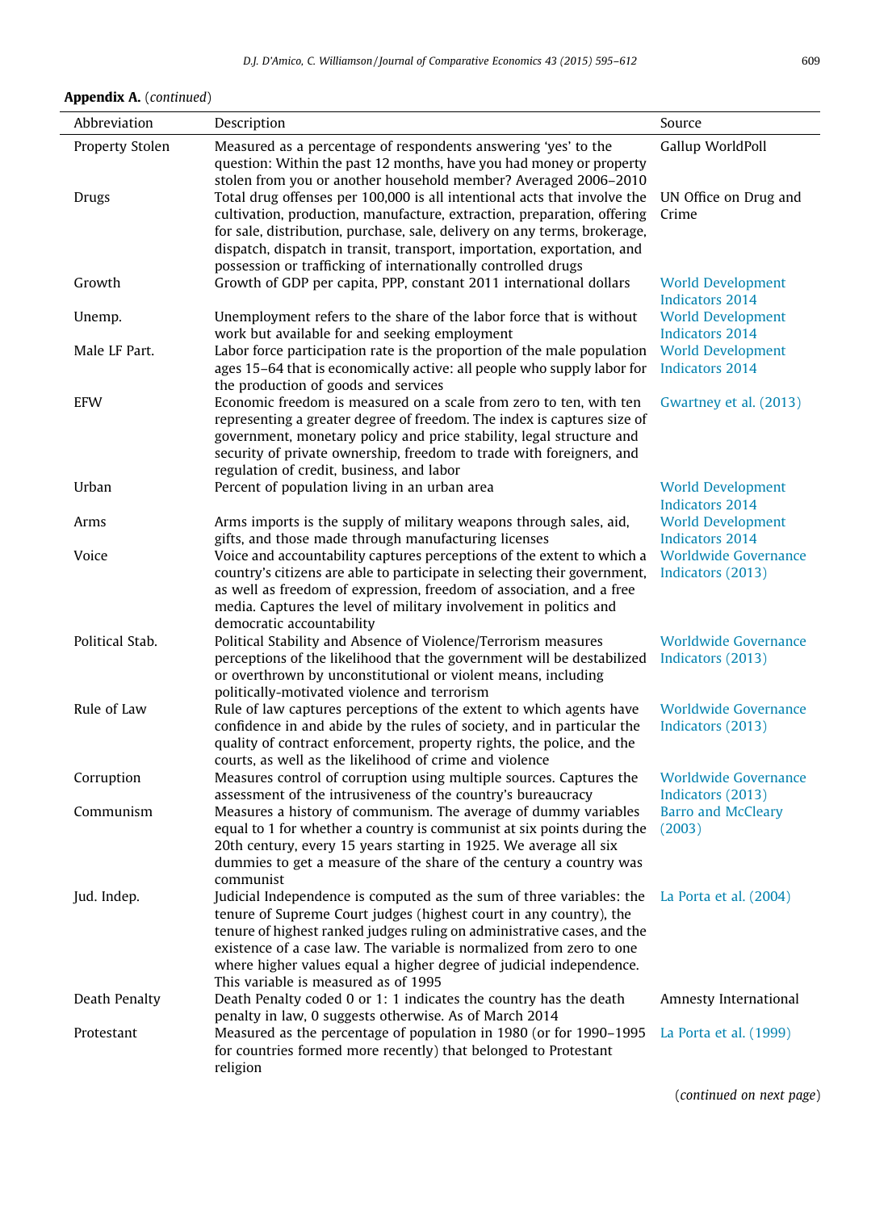**Appendix A.** (*continued*)

| Abbreviation | Description | Source |
|---|---|---|
| Property Stolen | Measured as a percentage of respondents answering 'yes' to the question: Within the past 12 months, have you had money or property stolen from you or another household member? Averaged 2006–2010 | Gallup WorldPoll |
| Drugs | Total drug offenses per 100,000 is all intentional acts that involve the cultivation, production, manufacture, extraction, preparation, offering for sale, distribution, purchase, sale, delivery on any terms, brokerage, dispatch, dispatch in transit, transport, importation, exportation, and possession or trafficking of internationally controlled drugs | UN Office on Drug and Crime |
| Growth | Growth of GDP per capita, PPP, constant 2011 international dollars | World Development Indicators 2014 |
| Unemp. | Unemployment refers to the share of the labor force that is without work but available for and seeking employment | World Development Indicators 2014 |
| Male LF Part. | Labor force participation rate is the proportion of the male population ages 15–64 that is economically active: all people who supply labor for the production of goods and services | World Development Indicators 2014 |
| EFW | Economic freedom is measured on a scale from zero to ten, with ten representing a greater degree of freedom. The index is captures size of government, monetary policy and price stability, legal structure and security of private ownership, freedom to trade with foreigners, and regulation of credit, business, and labor | Gwartney et al. (2013) |
| Urban | Percent of population living in an urban area | World Development Indicators 2014 |
| Arms | Arms imports is the supply of military weapons through sales, aid, gifts, and those made through manufacturing licenses | World Development Indicators 2014 |
| Voice | Voice and accountability captures perceptions of the extent to which a country's citizens are able to participate in selecting their government, as well as freedom of expression, freedom of association, and a free media. Captures the level of military involvement in politics and democratic accountability | Worldwide Governance Indicators (2013) |
| Political Stab. | Political Stability and Absence of Violence/Terrorism measures perceptions of the likelihood that the government will be destabilized or overthrown by unconstitutional or violent means, including politically-motivated violence and terrorism | Worldwide Governance Indicators (2013) |
| Rule of Law | Rule of law captures perceptions of the extent to which agents have confidence in and abide by the rules of society, and in particular the quality of contract enforcement, property rights, the police, and the courts, as well as the likelihood of crime and violence | Worldwide Governance Indicators (2013) |
| Corruption | Measures control of corruption using multiple sources. Captures the assessment of the intrusiveness of the country's bureaucracy | Worldwide Governance Indicators (2013) |
| Communism | Measures a history of communism. The average of dummy variables equal to 1 for whether a country is communist at six points during the 20th century, every 15 years starting in 1925. We average all six dummies to get a measure of the share of the century a country was communist | Barro and McCleary (2003) |
| Jud. Indep. | Judicial Independence is computed as the sum of three variables: the tenure of Supreme Court judges (highest court in any country), the tenure of highest ranked judges ruling on administrative cases, and the existence of a case law. The variable is normalized from zero to one where higher values equal a higher degree of judicial independence. This variable is measured as of 1995 | La Porta et al. (2004) |
| Death Penalty | Death Penalty coded 0 or 1: 1 indicates the country has the death penalty in law, 0 suggests otherwise. As of March 2014 | Amnesty International |
| Protestant | Measured as the percentage of population in 1980 (or for 1990–1995 for countries formed more recently) that belonged to Protestant religion | La Porta et al. (1999) |

(*continued on next page*)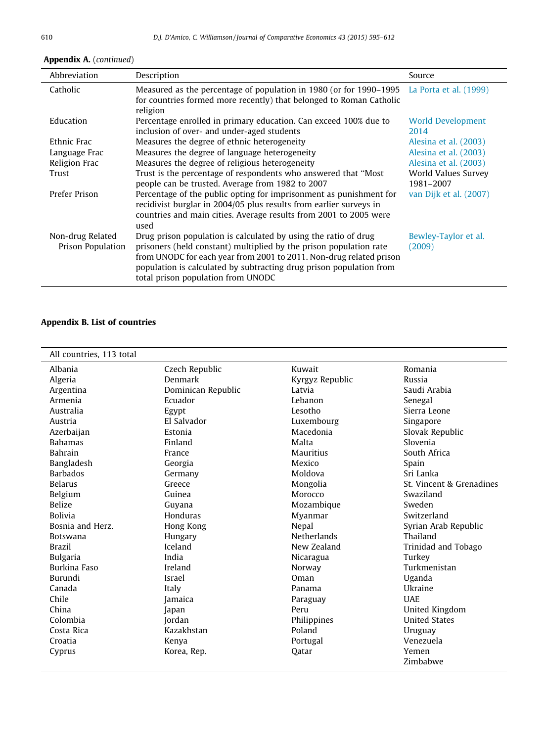**Appendix A.** (*continued*)

| Abbreviation | Description | Source |
|---|---|---|
| Catholic | Measured as the percentage of population in 1980 (or for 1990–1995 for countries formed more recently) that belonged to Roman Catholic religion | La Porta et al. (1999) |
| Education | Percentage enrolled in primary education. Can exceed 100% due to inclusion of over- and under-aged students | World Development 2014 |
| Ethnic Frac | Measures the degree of ethnic heterogeneity | Alesina et al. (2003) |
| Language Frac | Measures the degree of language heterogeneity | Alesina et al. (2003) |
| Religion Frac | Measures the degree of religious heterogeneity | Alesina et al. (2003) |
| Trust | Trust is the percentage of respondents who answered that "Most people can be trusted. Average from 1982 to 2007 | World Values Survey 1981–2007 |
| Prefer Prison | Percentage of the public opting for imprisonment as punishment for recidivist burglar in 2004/05 plus results from earlier surveys in countries and main cities. Average results from 2001 to 2005 were used | van Dijk et al. (2007) |
| Non-drug Related Prison Population | Drug prison population is calculated by using the ratio of drug prisoners (held constant) multiplied by the prison population rate from UNODC for each year from 2001 to 2011. Non-drug related prison population is calculated by subtracting drug prison population from total prison population from UNODC | Bewley-Taylor et al. (2009) |

**Appendix B. List of countries**

| All countries, 113 total | | | |
|---|---|---|---|
| Albania | Czech Republic | Kuwait | Romania |
| Algeria | Denmark | Kyrgyz Republic | Russia |
| Argentina | Dominican Republic | Latvia | Saudi Arabia |
| Armenia | Ecuador | Lebanon | Senegal |
| Australia | Egypt | Lesotho | Sierra Leone |
| Austria | El Salvador | Luxembourg | Singapore |
| Azerbaijan | Estonia | Macedonia | Slovak Republic |
| Bahamas | Finland | Malta | Slovenia |
| Bahrain | France | Mauritius | South Africa |
| Bangladesh | Georgia | Mexico | Spain |
| Barbados | Germany | Moldova | Sri Lanka |
| Belarus | Greece | Mongolia | St. Vincent & Grenadines |
| Belgium | Guinea | Morocco | Swaziland |
| Belize | Guyana | Mozambique | Sweden |
| Bolivia | Honduras | Myanmar | Switzerland |
| Bosnia and Herz. | Hong Kong | Nepal | Syrian Arab Republic |
| Botswana | Hungary | Netherlands | Thailand |
| Brazil | Iceland | New Zealand | Trinidad and Tobago |
| Bulgaria | India | Nicaragua | Turkey |
| Burkina Faso | Ireland | Norway | Turkmenistan |
| Burundi | Israel | Oman | Uganda |
| Canada | Italy | Panama | Ukraine |
| Chile | Jamaica | Paraguay | UAE |
| China | Japan | Peru | United Kingdom |
| Colombia | Jordan | Philippines | United States |
| Costa Rica | Kazakhstan | Poland | Uruguay |
| Croatia | Kenya | Portugal | Venezuela |
| Cyprus | Korea, Rep. | Qatar | Yemen |
| | | | Zimbabwe |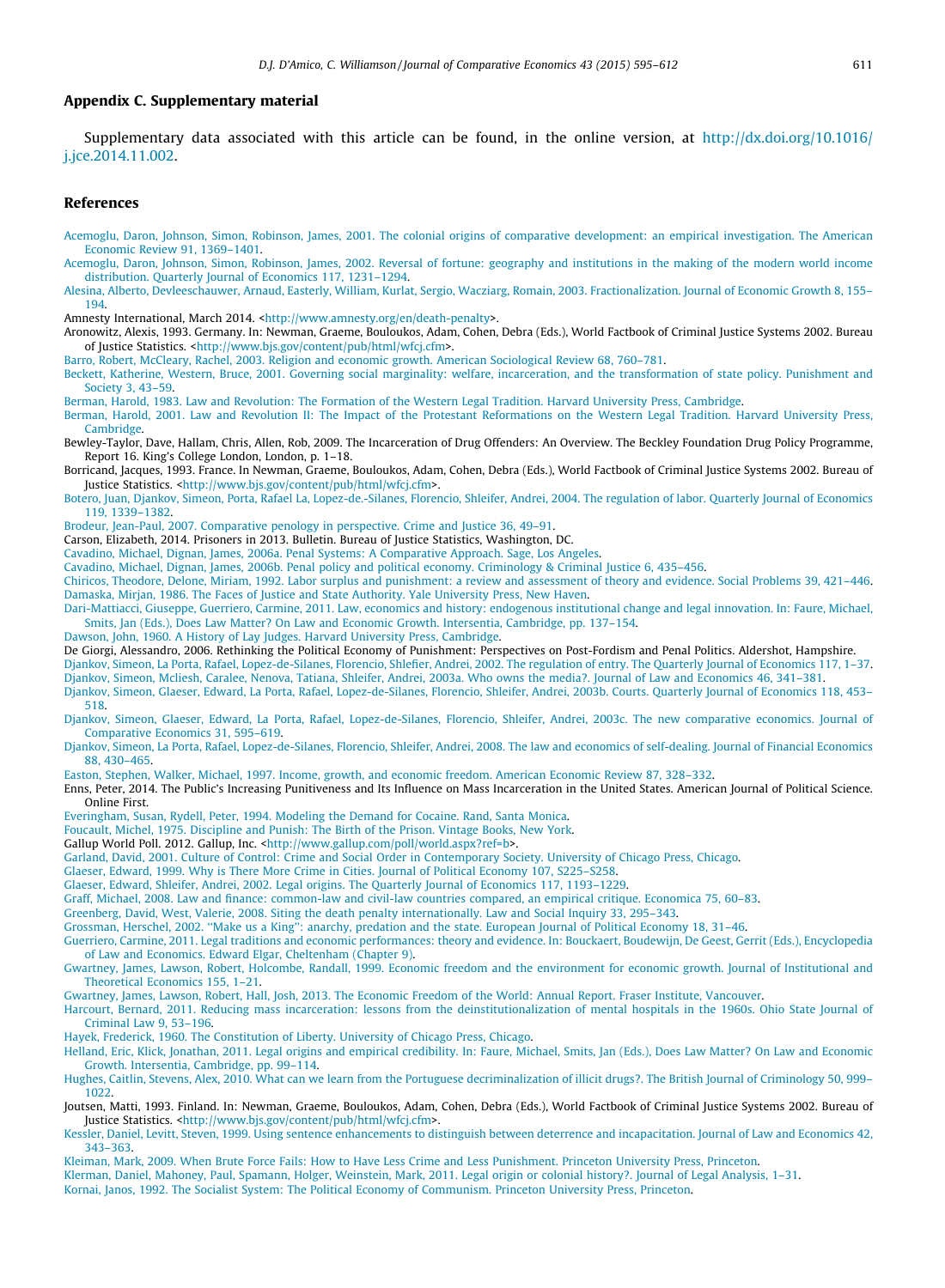## Appendix C. Supplementary material

Supplementary data associated with this article can be found, in the online version, at http://dx.doi.org/10.1016/j.jce.2014.11.002.

## References

Acemoglu, Daron, Johnson, Simon, Robinson, James, 2001. The colonial origins of comparative development: an empirical investigation. The American Economic Review 91, 1369–1401.

Acemoglu, Daron, Johnson, Simon, Robinson, James, 2002. Reversal of fortune: geography and institutions in the making of the modern world income distribution. Quarterly Journal of Economics 117, 1231–1294.

Alesina, Alberto, Devleeschauwer, Arnaud, Easterly, William, Kurlat, Sergio, Wacziarg, Romain, 2003. Fractionalization. Journal of Economic Growth 8, 155–194.

Amnesty International, March 2014. <http://www.amnesty.org/en/death-penalty>.

Aronowitz, Alexis, 1993. Germany. In: Newman, Graeme, Bouloukos, Adam, Cohen, Debra (Eds.), World Factbook of Criminal Justice Systems 2002. Bureau of Justice Statistics. <http://www.bjs.gov/content/pub/html/wfcj.cfm>.

Barro, Robert, McCleary, Rachel, 2003. Religion and economic growth. American Sociological Review 68, 760–781.

Beckett, Katherine, Western, Bruce, 2001. Governing social marginality: welfare, incarceration, and the transformation of state policy. Punishment and Society 3, 43–59.

Berman, Harold, 1983. Law and Revolution: The Formation of the Western Legal Tradition. Harvard University Press, Cambridge.

Berman, Harold, 2001. Law and Revolution II: The Impact of the Protestant Reformations on the Western Legal Tradition. Harvard University Press, Cambridge.

Bewley-Taylor, Dave, Hallam, Chris, Allen, Rob, 2009. The Incarceration of Drug Offenders: An Overview. The Beckley Foundation Drug Policy Programme, Report 16. King's College London, London, p. 1–18.

Borricand, Jacques, 1993. France. In Newman, Graeme, Bouloukos, Adam, Cohen, Debra (Eds.), World Factbook of Criminal Justice Systems 2002. Bureau of Justice Statistics. <http://www.bjs.gov/content/pub/html/wfcj.cfm>.

Botero, Juan, Djankov, Simeon, Porta, Rafael La, Lopez-de.-Silanes, Florencio, Shleifer, Andrei, 2004. The regulation of labor. Quarterly Journal of Economics 119, 1339–1382.

Brodeur, Jean-Paul, 2007. Comparative penology in perspective. Crime and Justice 36, 49–91.

Carson, Elizabeth, 2014. Prisoners in 2013. Bulletin. Bureau of Justice Statistics, Washington, DC.

Cavadino, Michael, Dignan, James, 2006a. Penal Systems: A Comparative Approach. Sage, Los Angeles.

Cavadino, Michael, Dignan, James, 2006b. Penal policy and political economy. Criminology & Criminal Justice 6, 435–456.

Chiricos, Theodore, Delone, Miriam, 1992. Labor surplus and punishment: a review and assessment of theory and evidence. Social Problems 39, 421–446.

Damaska, Mirjan, 1986. The Faces of Justice and State Authority. Yale University Press, New Haven.

Dari-Mattiacci, Giuseppe, Guerriero, Carmine, 2011. Law, economics and history: endogenous institutional change and legal innovation. In: Faure, Michael, Smits, Jan (Eds.), Does Law Matter? On Law and Economic Growth. Intersentia, Cambridge, pp. 137–154.

Dawson, John, 1960. A History of Lay Judges. Harvard University Press, Cambridge.

De Giorgi, Alessandro, 2006. Rethinking the Political Economy of Punishment: Perspectives on Post-Fordism and Penal Politics. Aldershot, Hampshire.

Djankov, Simeon, La Porta, Rafael, Lopez-de-Silanes, Florencio, Shlefier, Andrei, 2002. The regulation of entry. The Quarterly Journal of Economics 117, 1–37.

Djankov, Simeon, Mcliesh, Caralee, Nenova, Tatiana, Shleifer, Andrei, 2003a. Who owns the media?. Journal of Law and Economics 46, 341–381.

Djankov, Simeon, Glaeser, Edward, La Porta, Rafael, Lopez-de-Silanes, Florencio, Shleifer, Andrei, 2003b. Courts. Quarterly Journal of Economics 118, 453–518.

Djankov, Simeon, Glaeser, Edward, La Porta, Rafael, Lopez-de-Silanes, Florencio, Shleifer, Andrei, 2003c. The new comparative economics. Journal of Comparative Economics 31, 595–619.

Djankov, Simeon, La Porta, Rafael, Lopez-de-Silanes, Florencio, Shleifer, Andrei, 2008. The law and economics of self-dealing. Journal of Financial Economics 88, 430–465.

Easton, Stephen, Walker, Michael, 1997. Income, growth, and economic freedom. American Economic Review 87, 328–332.

Enns, Peter, 2014. The Public's Increasing Punitiveness and Its Influence on Mass Incarceration in the United States. American Journal of Political Science. Online First.

Everingham, Susan, Rydell, Peter, 1994. Modeling the Demand for Cocaine. Rand, Santa Monica.

Foucault, Michel, 1975. Discipline and Punish: The Birth of the Prison. Vintage Books, New York.

Gallup World Poll. 2012. Gallup, Inc. <http://www.gallup.com/poll/world.aspx?ref=b>.

Garland, David, 2001. Culture of Control: Crime and Social Order in Contemporary Society. University of Chicago Press, Chicago.

Glaeser, Edward, 1999. Why is There More Crime in Cities. Journal of Political Economy 107, S225–S258.

Glaeser, Edward, Shleifer, Andrei, 2002. Legal origins. The Quarterly Journal of Economics 117, 1193–1229.

Graff, Michael, 2008. Law and finance: common-law and civil-law countries compared, an empirical critique. Economica 75, 60–83.

Greenberg, David, West, Valerie, 2008. Siting the death penalty internationally. Law and Social Inquiry 33, 295–343.

Grossman, Herschel, 2002. "Make us a King": anarchy, predation and the state. European Journal of Political Economy 18, 31–46.

Guerriero, Carmine, 2011. Legal traditions and economic performances: theory and evidence. In: Bouckaert, Boudewijn, De Geest, Gerrit (Eds.), Encyclopedia of Law and Economics. Edward Elgar, Cheltenham (Chapter 9).

Gwartney, James, Lawson, Robert, Holcombe, Randall, 1999. Economic freedom and the environment for economic growth. Journal of Institutional and Theoretical Economics 155, 1–21.

Gwartney, James, Lawson, Robert, Hall, Josh, 2013. The Economic Freedom of the World: Annual Report. Fraser Institute, Vancouver.

Harcourt, Bernard, 2011. Reducing mass incarceration: lessons from the deinstitutionalization of mental hospitals in the 1960s. Ohio State Journal of Criminal Law 9, 53–196.

Hayek, Frederick, 1960. The Constitution of Liberty. University of Chicago Press, Chicago.

Helland, Eric, Klick, Jonathan, 2011. Legal origins and empirical credibility. In: Faure, Michael, Smits, Jan (Eds.), Does Law Matter? On Law and Economic Growth. Intersentia, Cambridge, pp. 99–114.

Hughes, Caitlin, Stevens, Alex, 2010. What can we learn from the Portuguese decriminalization of illicit drugs?. The British Journal of Criminology 50, 999–1022.

Joutsen, Matti, 1993. Finland. In: Newman, Graeme, Bouloukos, Adam, Cohen, Debra (Eds.), World Factbook of Criminal Justice Systems 2002. Bureau of Justice Statistics. <http://www.bjs.gov/content/pub/html/wfcj.cfm>.

Kessler, Daniel, Levitt, Steven, 1999. Using sentence enhancements to distinguish between deterrence and incapacitation. Journal of Law and Economics 42, 343–363.

Kleiman, Mark, 2009. When Brute Force Fails: How to Have Less Crime and Less Punishment. Princeton University Press, Princeton.

Klerman, Daniel, Mahoney, Paul, Spamann, Holger, Weinstein, Mark, 2011. Legal origin or colonial history?. Journal of Legal Analysis, 1–31.

Kornai, Janos, 1992. The Socialist System: The Political Economy of Communism. Princeton University Press, Princeton.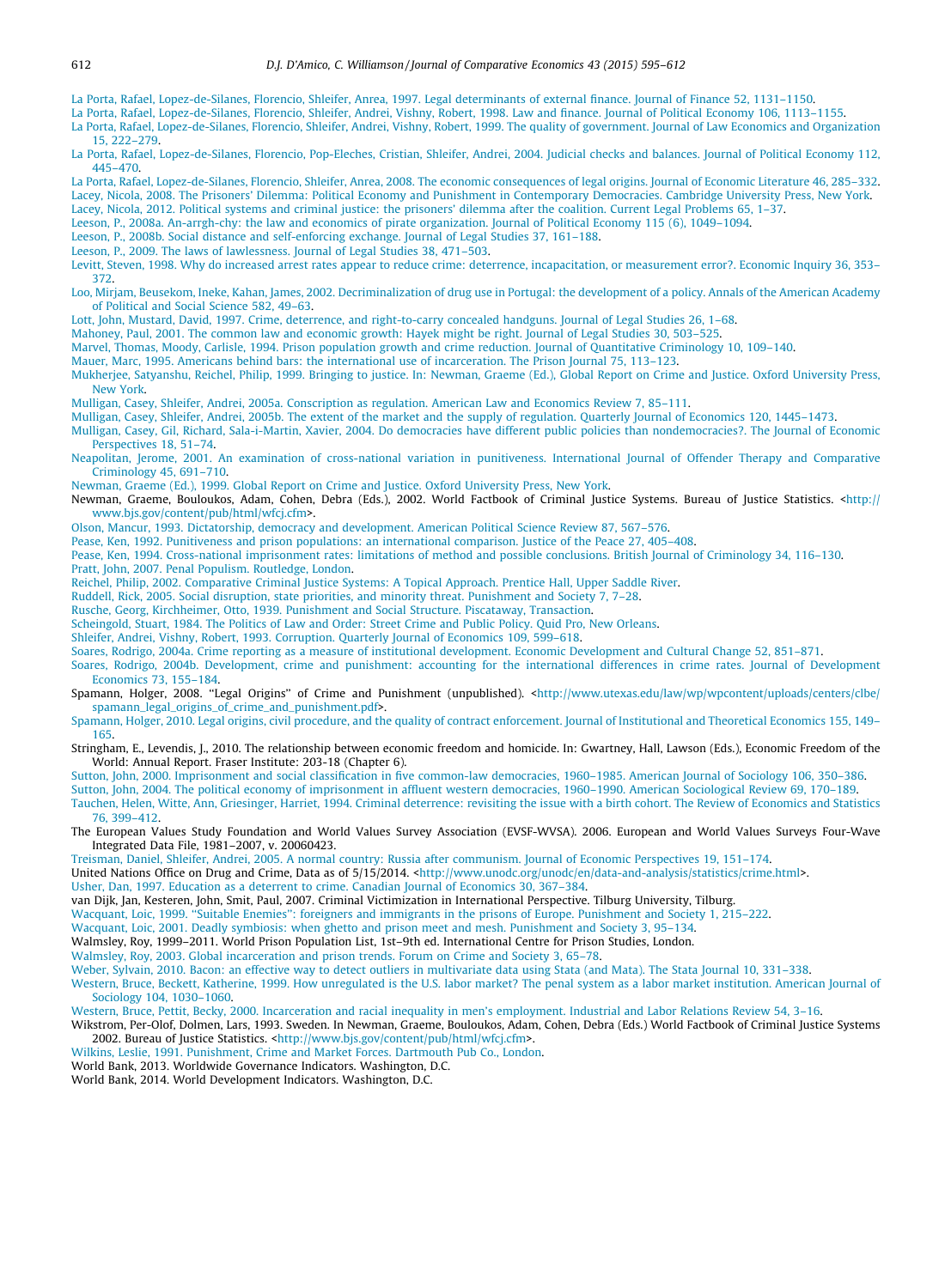La Porta, Rafael, Lopez-de-Silanes, Florencio, Shleifer, Anrea, 1997. Legal determinants of external finance. Journal of Finance 52, 1131–1150.

La Porta, Rafael, Lopez-de-Silanes, Florencio, Shleifer, Andrei, Vishny, Robert, 1998. Law and finance. Journal of Political Economy 106, 1113–1155.

La Porta, Rafael, Lopez-de-Silanes, Florencio, Shleifer, Andrei, Vishny, Robert, 1999. The quality of government. Journal of Law Economics and Organization 15, 222–279.

La Porta, Rafael, Lopez-de-Silanes, Florencio, Pop-Eleches, Cristian, Shleifer, Andrei, 2004. Judicial checks and balances. Journal of Political Economy 112, 445–470.

La Porta, Rafael, Lopez-de-Silanes, Florencio, Shleifer, Anrea, 2008. The economic consequences of legal origins. Journal of Economic Literature 46, 285–332.

Lacey, Nicola, 2008. The Prisoners' Dilemma: Political Economy and Punishment in Contemporary Democracies. Cambridge University Press, New York.

Lacey, Nicola, 2012. Political systems and criminal justice: the prisoners' dilemma after the coalition. Current Legal Problems 65, 1–37.

Leeson, P., 2008a. An-arrgh-chy: the law and economics of pirate organization. Journal of Political Economy 115 (6), 1049–1094.

Leeson, P., 2008b. Social distance and self-enforcing exchange. Journal of Legal Studies 37, 161–188.

Leeson, P., 2009. The laws of lawlessness. Journal of Legal Studies 38, 471–503.

Levitt, Steven, 1998. Why do increased arrest rates appear to reduce crime: deterrence, incapacitation, or measurement error?. Economic Inquiry 36, 353–372.

Loo, Mirjam, Beusekom, Ineke, Kahan, James, 2002. Decriminalization of drug use in Portugal: the development of a policy. Annals of the American Academy of Political and Social Science 582, 49–63.

Lott, John, Mustard, David, 1997. Crime, deterrence, and right-to-carry concealed handguns. Journal of Legal Studies 26, 1–68.

Mahoney, Paul, 2001. The common law and economic growth: Hayek might be right. Journal of Legal Studies 30, 503–525.

Marvel, Thomas, Moody, Carlisle, 1994. Prison population growth and crime reduction. Journal of Quantitative Criminology 10, 109–140.

Mauer, Marc, 1995. Americans behind bars: the international use of incarceration. The Prison Journal 75, 113–123.

Mukherjee, Satyanshu, Reichel, Philip, 1999. Bringing to justice. In: Newman, Graeme (Ed.), Global Report on Crime and Justice. Oxford University Press, New York.

Mulligan, Casey, Shleifer, Andrei, 2005a. Conscription as regulation. American Law and Economics Review 7, 85–111.

Mulligan, Casey, Shleifer, Andrei, 2005b. The extent of the market and the supply of regulation. Quarterly Journal of Economics 120, 1445–1473.

Mulligan, Casey, Gil, Richard, Sala-i-Martin, Xavier, 2004. Do democracies have different public policies than nondemocracies?. The Journal of Economic Perspectives 18, 51–74.

Neapolitan, Jerome, 2001. An examination of cross-national variation in punitiveness. International Journal of Offender Therapy and Comparative Criminology 45, 691–710.

Newman, Graeme (Ed.), 1999. Global Report on Crime and Justice. Oxford University Press, New York.

Newman, Graeme, Bouloukos, Adam, Cohen, Debra (Eds.), 2002. World Factbook of Criminal Justice Systems. Bureau of Justice Statistics. <http://www.bjs.gov/content/pub/html/wfcj.cfm>.

Olson, Mancur, 1993. Dictatorship, democracy and development. American Political Science Review 87, 567–576.

Pease, Ken, 1992. Punitiveness and prison populations: an international comparison. Justice of the Peace 27, 405–408.

Pease, Ken, 1994. Cross-national imprisonment rates: limitations of method and possible conclusions. British Journal of Criminology 34, 116–130.

Pratt, John, 2007. Penal Populism. Routledge, London.

Reichel, Philip, 2002. Comparative Criminal Justice Systems: A Topical Approach. Prentice Hall, Upper Saddle River.

Ruddell, Rick, 2005. Social disruption, state priorities, and minority threat. Punishment and Society 7, 7–28.

Rusche, Georg, Kirchheimer, Otto, 1939. Punishment and Social Structure. Piscataway, Transaction.

Scheingold, Stuart, 1984. The Politics of Law and Order: Street Crime and Public Policy. Quid Pro, New Orleans.

Shleifer, Andrei, Vishny, Robert, 1993. Corruption. Quarterly Journal of Economics 109, 599–618.

Soares, Rodrigo, 2004a. Crime reporting as a measure of institutional development. Economic Development and Cultural Change 52, 851–871.

Soares, Rodrigo, 2004b. Development, crime and punishment: accounting for the international differences in crime rates. Journal of Development Economics 73, 155–184.

Spamann, Holger, 2008. "Legal Origins" of Crime and Punishment (unpublished). <http://www.utexas.edu/law/wp/wpcontent/uploads/centers/clbe/spamann_legal_origins_of_crime_and_punishment.pdf>.

Spamann, Holger, 2010. Legal origins, civil procedure, and the quality of contract enforcement. Journal of Institutional and Theoretical Economics 155, 149–165.

Stringham, E., Levendis, J., 2010. The relationship between economic freedom and homicide. In: Gwartney, Hall, Lawson (Eds.), Economic Freedom of the World: Annual Report. Fraser Institute: 203-18 (Chapter 6).

Sutton, John, 2000. Imprisonment and social classification in five common-law democracies, 1960–1985. American Journal of Sociology 106, 350–386.

Sutton, John, 2004. The political economy of imprisonment in affluent western democracies, 1960–1990. American Sociological Review 69, 170–189.

Tauchen, Helen, Witte, Ann, Griesinger, Harriet, 1994. Criminal deterrence: revisiting the issue with a birth cohort. The Review of Economics and Statistics 76, 399–412.

The European Values Study Foundation and World Values Survey Association (EVSF-WVSA). 2006. European and World Values Surveys Four-Wave Integrated Data File, 1981–2007, v. 20060423.

Treisman, Daniel, Shleifer, Andrei, 2005. A normal country: Russia after communism. Journal of Economic Perspectives 19, 151–174.

United Nations Office on Drug and Crime, Data as of 5/15/2014. <http://www.unodc.org/unodc/en/data-and-analysis/statistics/crime.html>.

Usher, Dan, 1997. Education as a deterrent to crime. Canadian Journal of Economics 30, 367–384.

van Dijk, Jan, Kesteren, John, Smit, Paul, 2007. Criminal Victimization in International Perspective. Tilburg University, Tilburg.

Wacquant, Loic, 1999. "Suitable Enemies": foreigners and immigrants in the prisons of Europe. Punishment and Society 1, 215–222.

Wacquant, Loic, 2001. Deadly symbiosis: when ghetto and prison meet and mesh. Punishment and Society 3, 95–134.

Walmsley, Roy, 1999–2011. World Prison Population List, 1st–9th ed. International Centre for Prison Studies, London.

Walmsley, Roy, 2003. Global incarceration and prison trends. Forum on Crime and Society 3, 65–78.

Weber, Sylvain, 2010. Bacon: an effective way to detect outliers in multivariate data using Stata (and Mata). The Stata Journal 10, 331–338.

Western, Bruce, Beckett, Katherine, 1999. How unregulated is the U.S. labor market? The penal system as a labor market institution. American Journal of Sociology 104, 1030–1060.

Western, Bruce, Pettit, Becky, 2000. Incarceration and racial inequality in men's employment. Industrial and Labor Relations Review 54, 3–16.

Wikstrom, Per-Olof, Dolmen, Lars, 1993. Sweden. In Newman, Graeme, Bouloukos, Adam, Cohen, Debra (Eds.) World Factbook of Criminal Justice Systems 2002. Bureau of Justice Statistics. <http://www.bjs.gov/content/pub/html/wfcj.cfm>.

Wilkins, Leslie, 1991. Punishment, Crime and Market Forces. Dartmouth Pub Co., London.

World Bank, 2013. Worldwide Governance Indicators. Washington, D.C.

World Bank, 2014. World Development Indicators. Washington, D.C.